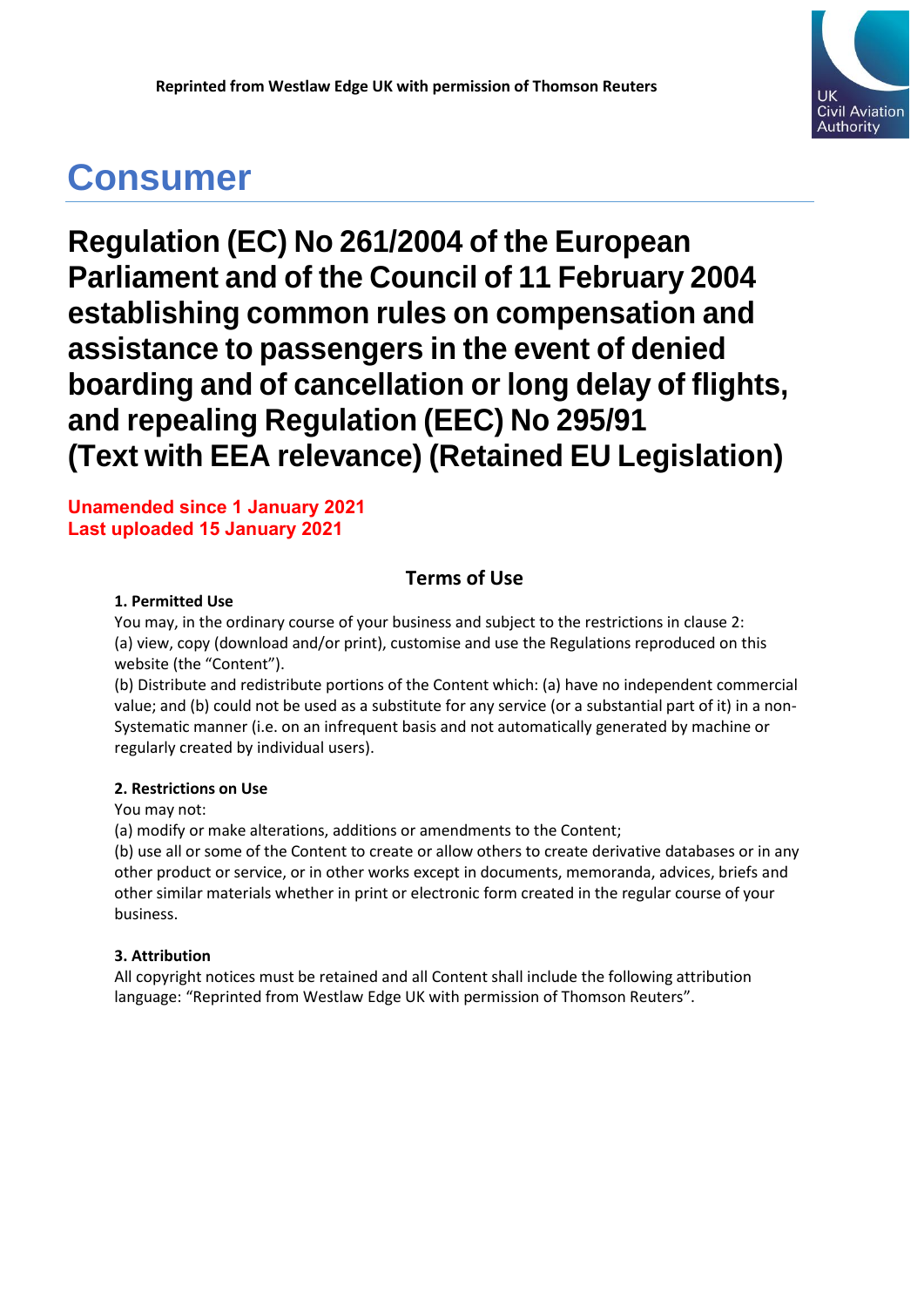Reprinted from Westlaw Edge UK with permission of Thomson Reuters

# Consumer

# Regulation (EC) No 261/2004 of the European Parliament and of the Council of 11 February 2004 establishing common rules on compensation and assistance to passengers in the event of denied boarding and of cancellation or long delay of flights, and repealing Regulation (EEC) No 295/91 (Text with EEA relevance) (Retained EU Legislation)

**Unamended since 1 January 2021**
**Last uploaded 15 January 2021**

## Terms of Use

**1. Permitted Use**

You may, in the ordinary course of your business and subject to the restrictions in clause 2:
(a) view, copy (download and/or print), customise and use the Regulations reproduced on this website (the "Content").
(b) Distribute and redistribute portions of the Content which: (a) have no independent commercial value; and (b) could not be used as a substitute for any service (or a substantial part of it) in a non-Systematic manner (i.e. on an infrequent basis and not automatically generated by machine or regularly created by individual users).

**2. Restrictions on Use**

You may not:
(a) modify or make alterations, additions or amendments to the Content;
(b) use all or some of the Content to create or allow others to create derivative databases or in any other product or service, or in other works except in documents, memoranda, advices, briefs and other similar materials whether in print or electronic form created in the regular course of your business.

**3. Attribution**

All copyright notices must be retained and all Content shall include the following attribution language: "Reprinted from Westlaw Edge UK with permission of Thomson Reuters".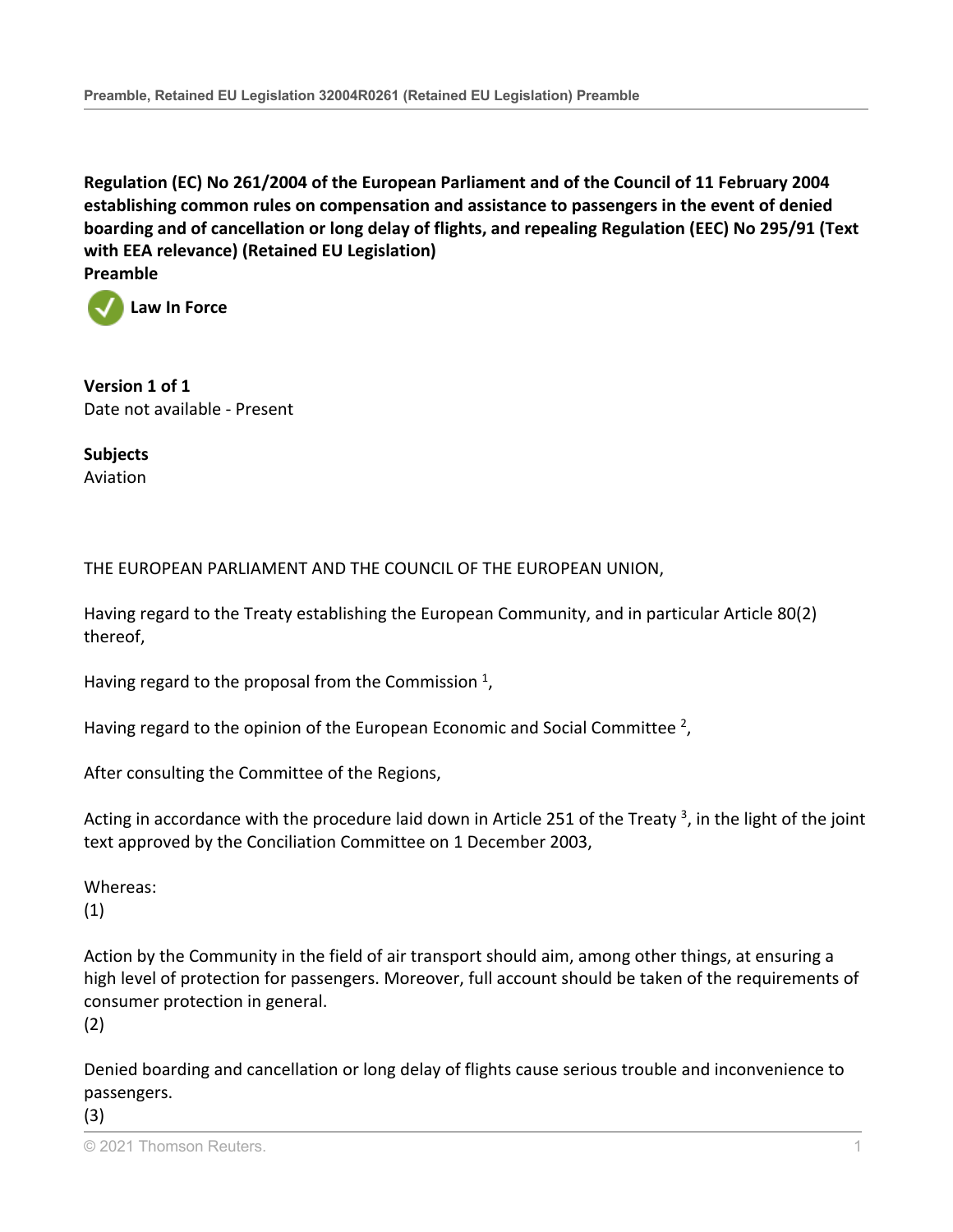**Regulation (EC) No 261/2004 of the European Parliament and of the Council of 11 February 2004 establishing common rules on compensation and assistance to passengers in the event of denied boarding and of cancellation or long delay of flights, and repealing Regulation (EEC) No 295/91 (Text with EEA relevance) (Retained EU Legislation)**

**Preamble**

**Law In Force**

**Version 1 of 1**

Date not available - Present

**Subjects**

Aviation

THE EUROPEAN PARLIAMENT AND THE COUNCIL OF THE EUROPEAN UNION,

Having regard to the Treaty establishing the European Community, and in particular Article 80(2) thereof,

Having regard to the proposal from the Commission [1],

Having regard to the opinion of the European Economic and Social Committee [2],

After consulting the Committee of the Regions,

Acting in accordance with the procedure laid down in Article 251 of the Treaty [3], in the light of the joint text approved by the Conciliation Committee on 1 December 2003,

Whereas:

(1)

Action by the Community in the field of air transport should aim, among other things, at ensuring a high level of protection for passengers. Moreover, full account should be taken of the requirements of consumer protection in general.

(2)

Denied boarding and cancellation or long delay of flights cause serious trouble and inconvenience to passengers.

(3)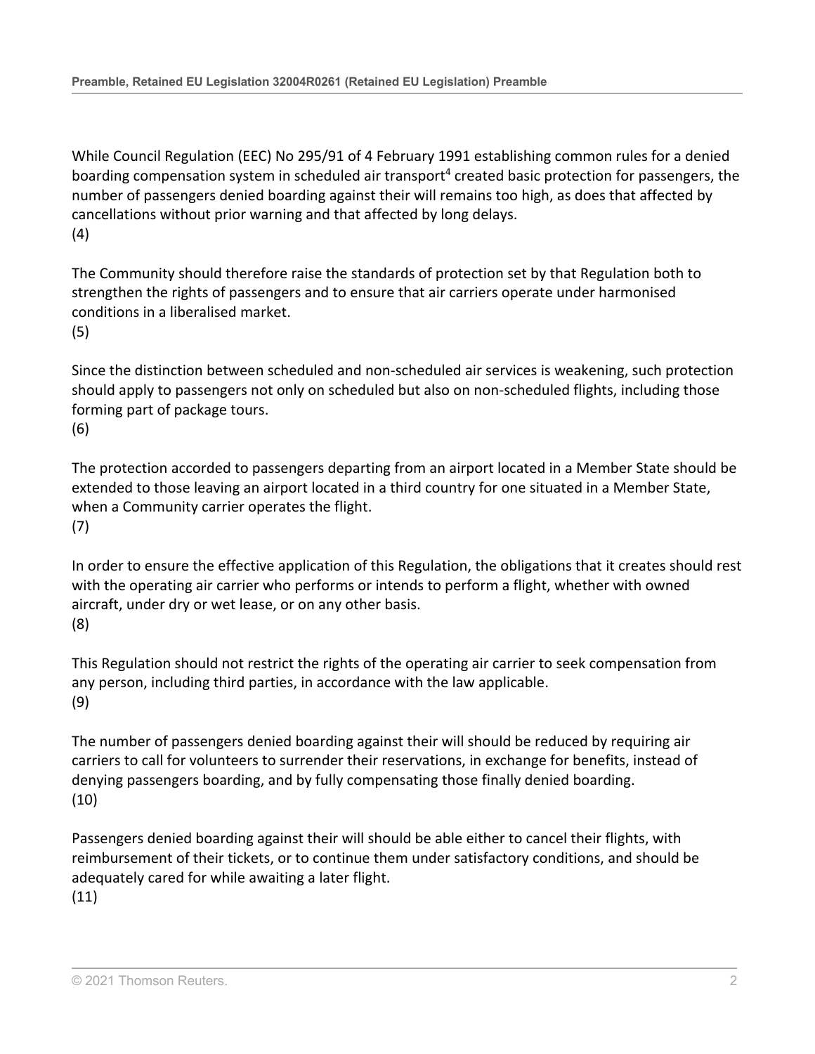While Council Regulation (EEC) No 295/91 of 4 February 1991 establishing common rules for a denied boarding compensation system in scheduled air transport[4] created basic protection for passengers, the number of passengers denied boarding against their will remains too high, as does that affected by cancellations without prior warning and that affected by long delays.
(4)

The Community should therefore raise the standards of protection set by that Regulation both to strengthen the rights of passengers and to ensure that air carriers operate under harmonised conditions in a liberalised market.
(5)

Since the distinction between scheduled and non-scheduled air services is weakening, such protection should apply to passengers not only on scheduled but also on non-scheduled flights, including those forming part of package tours.
(6)

The protection accorded to passengers departing from an airport located in a Member State should be extended to those leaving an airport located in a third country for one situated in a Member State, when a Community carrier operates the flight.
(7)

In order to ensure the effective application of this Regulation, the obligations that it creates should rest with the operating air carrier who performs or intends to perform a flight, whether with owned aircraft, under dry or wet lease, or on any other basis.
(8)

This Regulation should not restrict the rights of the operating air carrier to seek compensation from any person, including third parties, in accordance with the law applicable.
(9)

The number of passengers denied boarding against their will should be reduced by requiring air carriers to call for volunteers to surrender their reservations, in exchange for benefits, instead of denying passengers boarding, and by fully compensating those finally denied boarding.
(10)

Passengers denied boarding against their will should be able either to cancel their flights, with reimbursement of their tickets, or to continue them under satisfactory conditions, and should be adequately cared for while awaiting a later flight.
(11)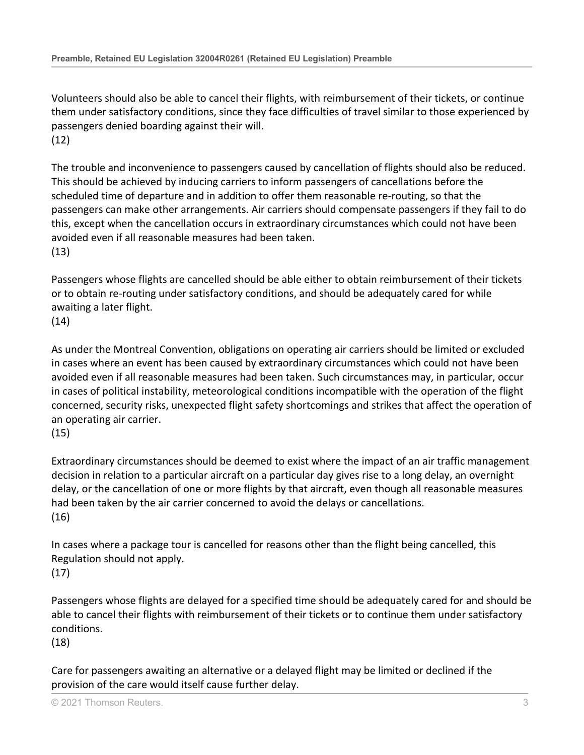Volunteers should also be able to cancel their flights, with reimbursement of their tickets, or continue them under satisfactory conditions, since they face difficulties of travel similar to those experienced by passengers denied boarding against their will.

(12)

The trouble and inconvenience to passengers caused by cancellation of flights should also be reduced. This should be achieved by inducing carriers to inform passengers of cancellations before the scheduled time of departure and in addition to offer them reasonable re-routing, so that the passengers can make other arrangements. Air carriers should compensate passengers if they fail to do this, except when the cancellation occurs in extraordinary circumstances which could not have been avoided even if all reasonable measures had been taken.

(13)

Passengers whose flights are cancelled should be able either to obtain reimbursement of their tickets or to obtain re-routing under satisfactory conditions, and should be adequately cared for while awaiting a later flight.

(14)

As under the Montreal Convention, obligations on operating air carriers should be limited or excluded in cases where an event has been caused by extraordinary circumstances which could not have been avoided even if all reasonable measures had been taken. Such circumstances may, in particular, occur in cases of political instability, meteorological conditions incompatible with the operation of the flight concerned, security risks, unexpected flight safety shortcomings and strikes that affect the operation of an operating air carrier.

(15)

Extraordinary circumstances should be deemed to exist where the impact of an air traffic management decision in relation to a particular aircraft on a particular day gives rise to a long delay, an overnight delay, or the cancellation of one or more flights by that aircraft, even though all reasonable measures had been taken by the air carrier concerned to avoid the delays or cancellations.

(16)

In cases where a package tour is cancelled for reasons other than the flight being cancelled, this Regulation should not apply.

(17)

Passengers whose flights are delayed for a specified time should be adequately cared for and should be able to cancel their flights with reimbursement of their tickets or to continue them under satisfactory conditions.

(18)

Care for passengers awaiting an alternative or a delayed flight may be limited or declined if the provision of the care would itself cause further delay.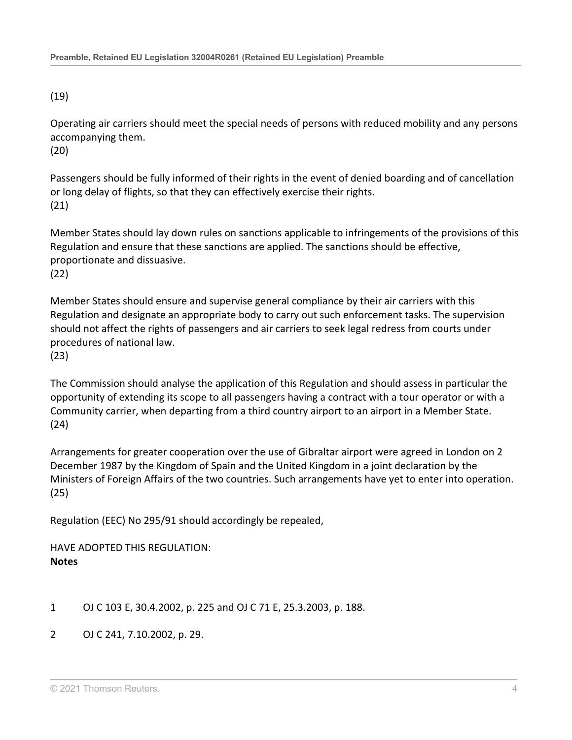(19)

Operating air carriers should meet the special needs of persons with reduced mobility and any persons accompanying them.

(20)

Passengers should be fully informed of their rights in the event of denied boarding and of cancellation or long delay of flights, so that they can effectively exercise their rights.

(21)

Member States should lay down rules on sanctions applicable to infringements of the provisions of this Regulation and ensure that these sanctions are applied. The sanctions should be effective, proportionate and dissuasive.

(22)

Member States should ensure and supervise general compliance by their air carriers with this Regulation and designate an appropriate body to carry out such enforcement tasks. The supervision should not affect the rights of passengers and air carriers to seek legal redress from courts under procedures of national law.

(23)

The Commission should analyse the application of this Regulation and should assess in particular the opportunity of extending its scope to all passengers having a contract with a tour operator or with a Community carrier, when departing from a third country airport to an airport in a Member State.

(24)

Arrangements for greater cooperation over the use of Gibraltar airport were agreed in London on 2 December 1987 by the Kingdom of Spain and the United Kingdom in a joint declaration by the Ministers of Foreign Affairs of the two countries. Such arrangements have yet to enter into operation.

(25)

Regulation (EEC) No 295/91 should accordingly be repealed,

HAVE ADOPTED THIS REGULATION:

**Notes**

1 OJ C 103 E, 30.4.2002, p. 225 and OJ C 71 E, 25.3.2003, p. 188.

2 OJ C 241, 7.10.2002, p. 29.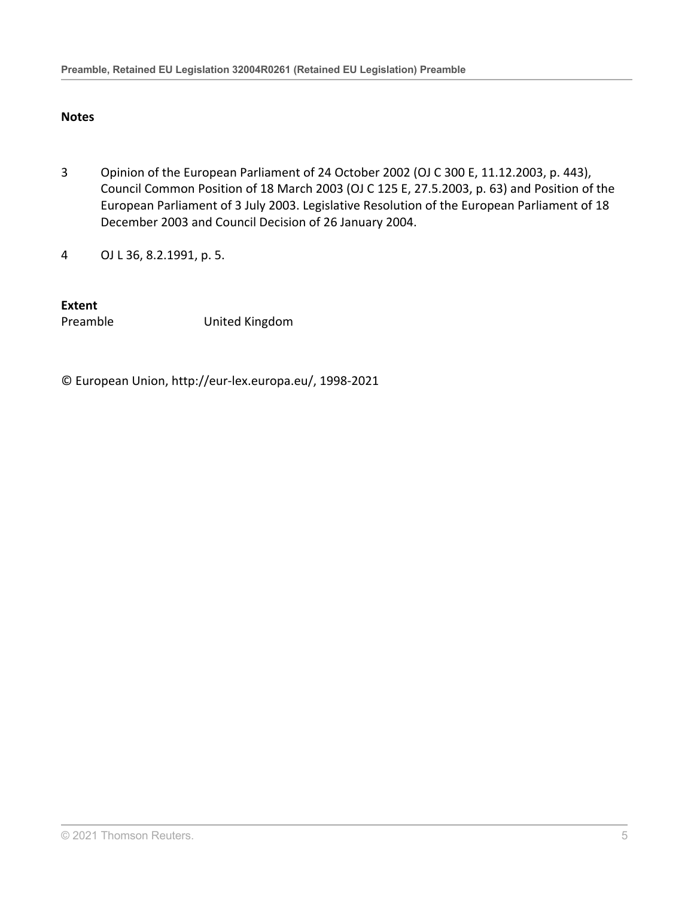**Notes**

3 Opinion of the European Parliament of 24 October 2002 (OJ C 300 E, 11.12.2003, p. 443), Council Common Position of 18 March 2003 (OJ C 125 E, 27.5.2003, p. 63) and Position of the European Parliament of 3 July 2003. Legislative Resolution of the European Parliament of 18 December 2003 and Council Decision of 26 January 2004.

4 OJ L 36, 8.2.1991, p. 5.

**Extent**

| Preamble | United Kingdom |
| --- | --- |

© European Union, http://eur-lex.europa.eu/, 1998-2021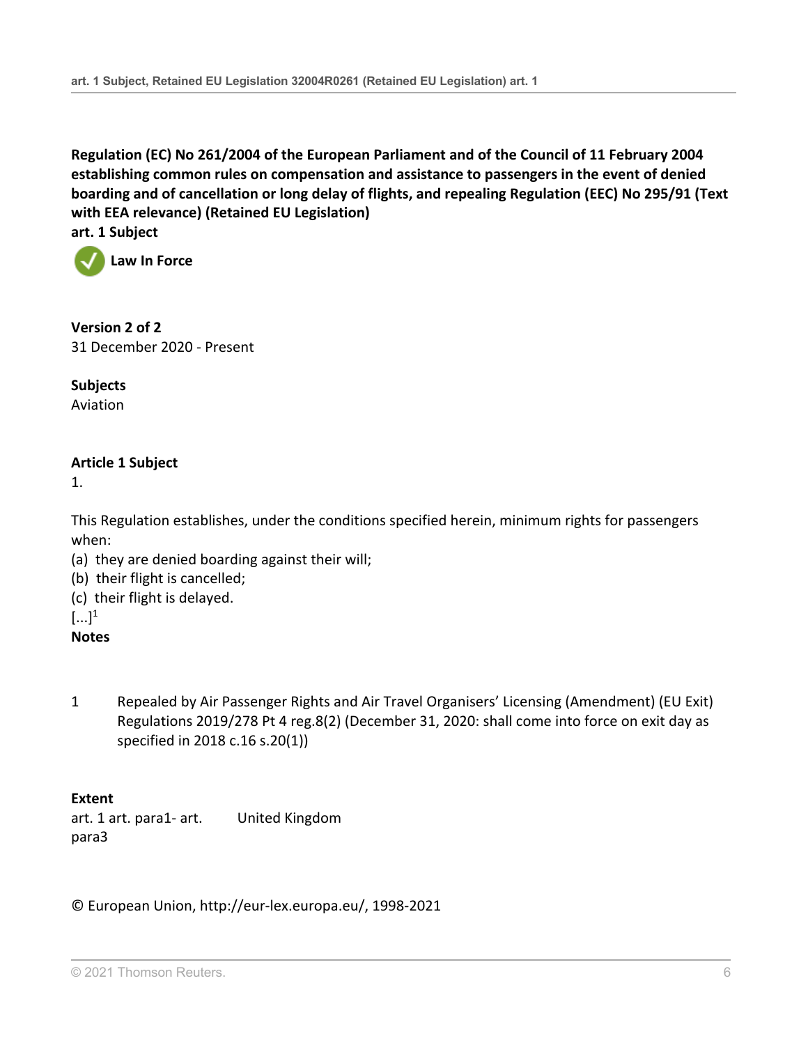**Regulation (EC) No 261/2004 of the European Parliament and of the Council of 11 February 2004 establishing common rules on compensation and assistance to passengers in the event of denied boarding and of cancellation or long delay of flights, and repealing Regulation (EEC) No 295/91 (Text with EEA relevance) (Retained EU Legislation)**

**art. 1 Subject**

**Law In Force**

**Version 2 of 2**

31 December 2020 - Present

**Subjects**

Aviation

**Article 1 Subject**

1.

This Regulation establishes, under the conditions specified herein, minimum rights for passengers when:

(a) they are denied boarding against their will;

(b) their flight is cancelled;

(c) their flight is delayed.

[...][1]

**Notes**

1 Repealed by Air Passenger Rights and Air Travel Organisers' Licensing (Amendment) (EU Exit) Regulations 2019/278 Pt 4 reg.8(2) (December 31, 2020: shall come into force on exit day as specified in 2018 c.16 s.20(1))

**Extent**

| | |
|---|---|
| art. 1 art. para1- art. para3 | United Kingdom |

© European Union, http://eur-lex.europa.eu/, 1998-2021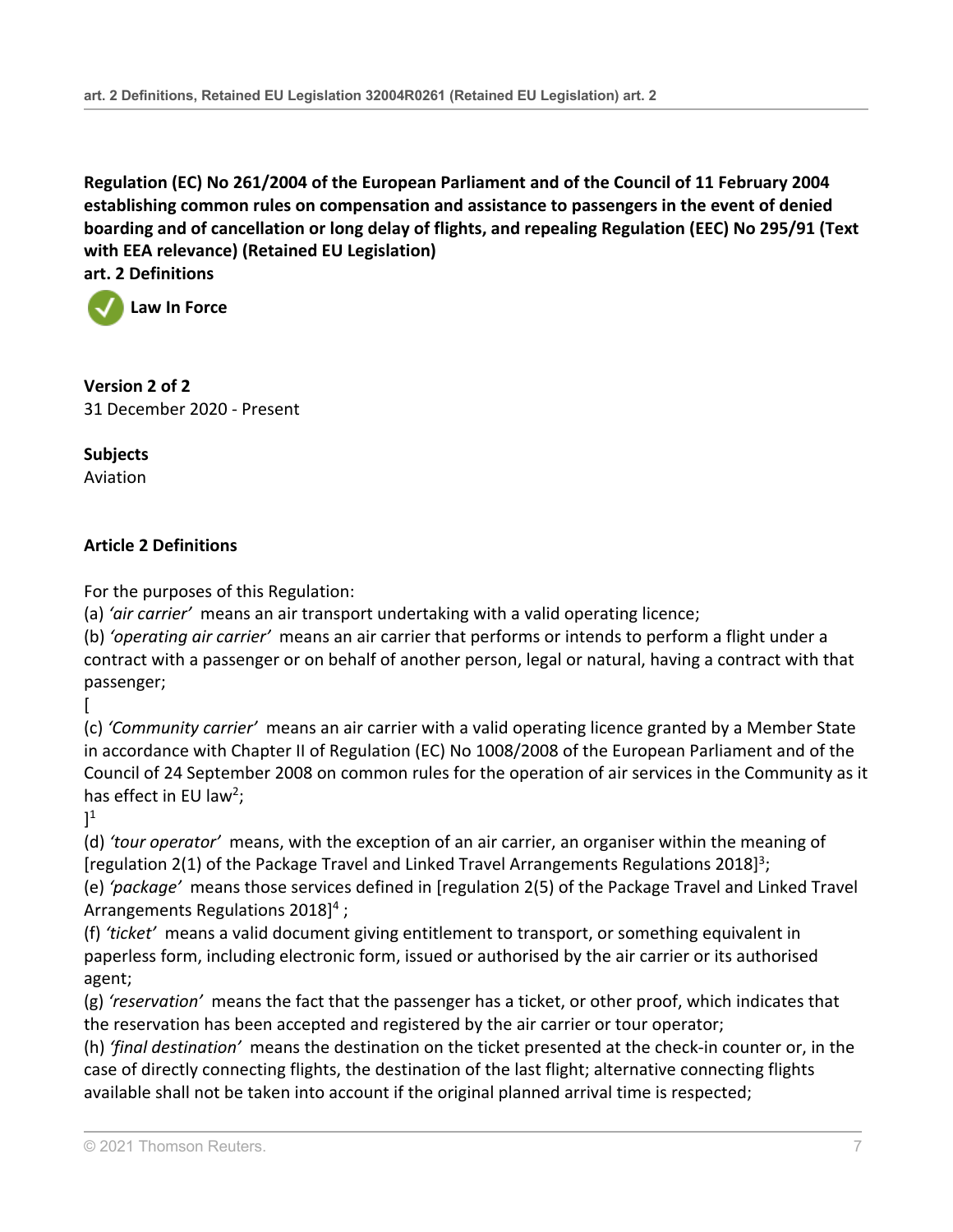**Regulation (EC) No 261/2004 of the European Parliament and of the Council of 11 February 2004 establishing common rules on compensation and assistance to passengers in the event of denied boarding and of cancellation or long delay of flights, and repealing Regulation (EEC) No 295/91 (Text with EEA relevance) (Retained EU Legislation)**

**art. 2 Definitions**

**Law In Force**

**Version 2 of 2**

31 December 2020 - Present

**Subjects**

Aviation

## Article 2 Definitions

For the purposes of this Regulation:

(a) *'air carrier'* means an air transport undertaking with a valid operating licence;

(b) *'operating air carrier'* means an air carrier that performs or intends to perform a flight under a contract with a passenger or on behalf of another person, legal or natural, having a contract with that passenger;

[

(c) *'Community carrier'* means an air carrier with a valid operating licence granted by a Member State in accordance with Chapter II of Regulation (EC) No 1008/2008 of the European Parliament and of the Council of 24 September 2008 on common rules for the operation of air services in the Community as it has effect in EU law[2];

][1]

(d) *'tour operator'* means, with the exception of an air carrier, an organiser within the meaning of [regulation 2(1) of the Package Travel and Linked Travel Arrangements Regulations 2018][3];

(e) *'package'* means those services defined in [regulation 2(5) of the Package Travel and Linked Travel Arrangements Regulations 2018][4] ;

(f) *'ticket'* means a valid document giving entitlement to transport, or something equivalent in paperless form, including electronic form, issued or authorised by the air carrier or its authorised agent;

(g) *'reservation'* means the fact that the passenger has a ticket, or other proof, which indicates that the reservation has been accepted and registered by the air carrier or tour operator;

(h) *'final destination'* means the destination on the ticket presented at the check-in counter or, in the case of directly connecting flights, the destination of the last flight; alternative connecting flights available shall not be taken into account if the original planned arrival time is respected;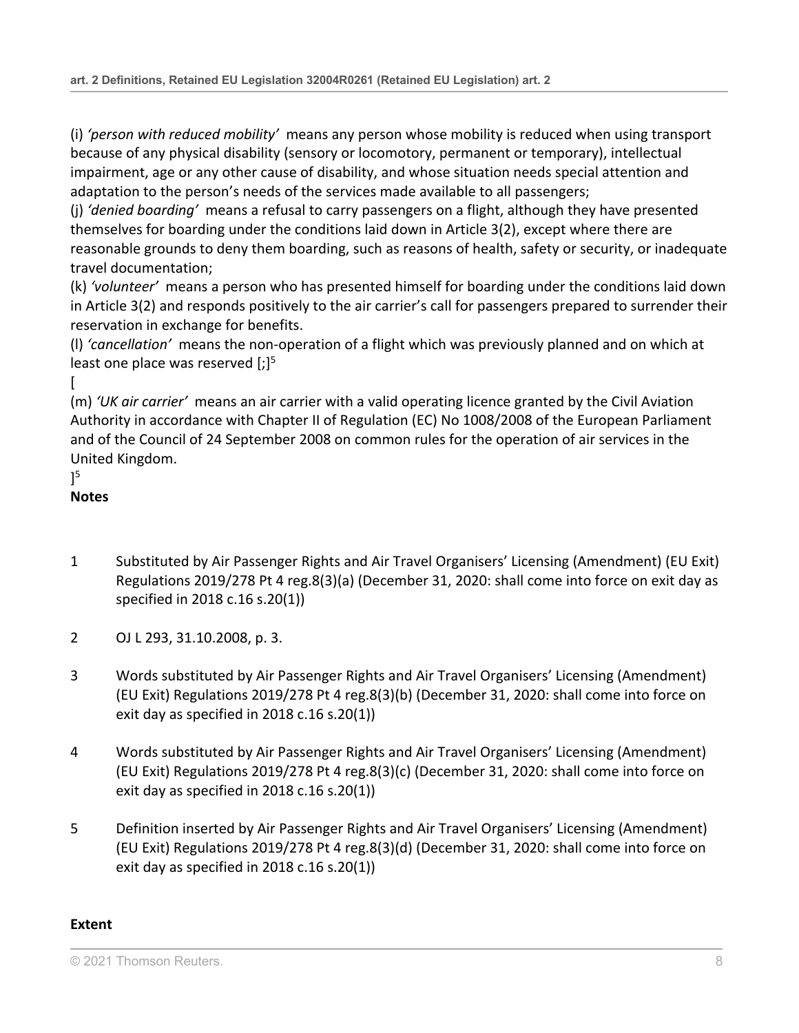(i) *'person with reduced mobility'* means any person whose mobility is reduced when using transport because of any physical disability (sensory or locomotory, permanent or temporary), intellectual impairment, age or any other cause of disability, and whose situation needs special attention and adaptation to the person's needs of the services made available to all passengers;

(j) *'denied boarding'* means a refusal to carry passengers on a flight, although they have presented themselves for boarding under the conditions laid down in Article 3(2), except where there are reasonable grounds to deny them boarding, such as reasons of health, safety or security, or inadequate travel documentation;

(k) *'volunteer'* means a person who has presented himself for boarding under the conditions laid down in Article 3(2) and responds positively to the air carrier's call for passengers prepared to surrender their reservation in exchange for benefits.

(l) *'cancellation'* means the non-operation of a flight which was previously planned and on which at least one place was reserved [;][5]

[

(m) *'UK air carrier'* means an air carrier with a valid operating licence granted by the Civil Aviation Authority in accordance with Chapter II of Regulation (EC) No 1008/2008 of the European Parliament and of the Council of 24 September 2008 on common rules for the operation of air services in the United Kingdom.

][5]

**Notes**

1 Substituted by Air Passenger Rights and Air Travel Organisers' Licensing (Amendment) (EU Exit) Regulations 2019/278 Pt 4 reg.8(3)(a) (December 31, 2020: shall come into force on exit day as specified in 2018 c.16 s.20(1))

2 OJ L 293, 31.10.2008, p. 3.

3 Words substituted by Air Passenger Rights and Air Travel Organisers' Licensing (Amendment) (EU Exit) Regulations 2019/278 Pt 4 reg.8(3)(b) (December 31, 2020: shall come into force on exit day as specified in 2018 c.16 s.20(1))

4 Words substituted by Air Passenger Rights and Air Travel Organisers' Licensing (Amendment) (EU Exit) Regulations 2019/278 Pt 4 reg.8(3)(c) (December 31, 2020: shall come into force on exit day as specified in 2018 c.16 s.20(1))

5 Definition inserted by Air Passenger Rights and Air Travel Organisers' Licensing (Amendment) (EU Exit) Regulations 2019/278 Pt 4 reg.8(3)(d) (December 31, 2020: shall come into force on exit day as specified in 2018 c.16 s.20(1))

**Extent**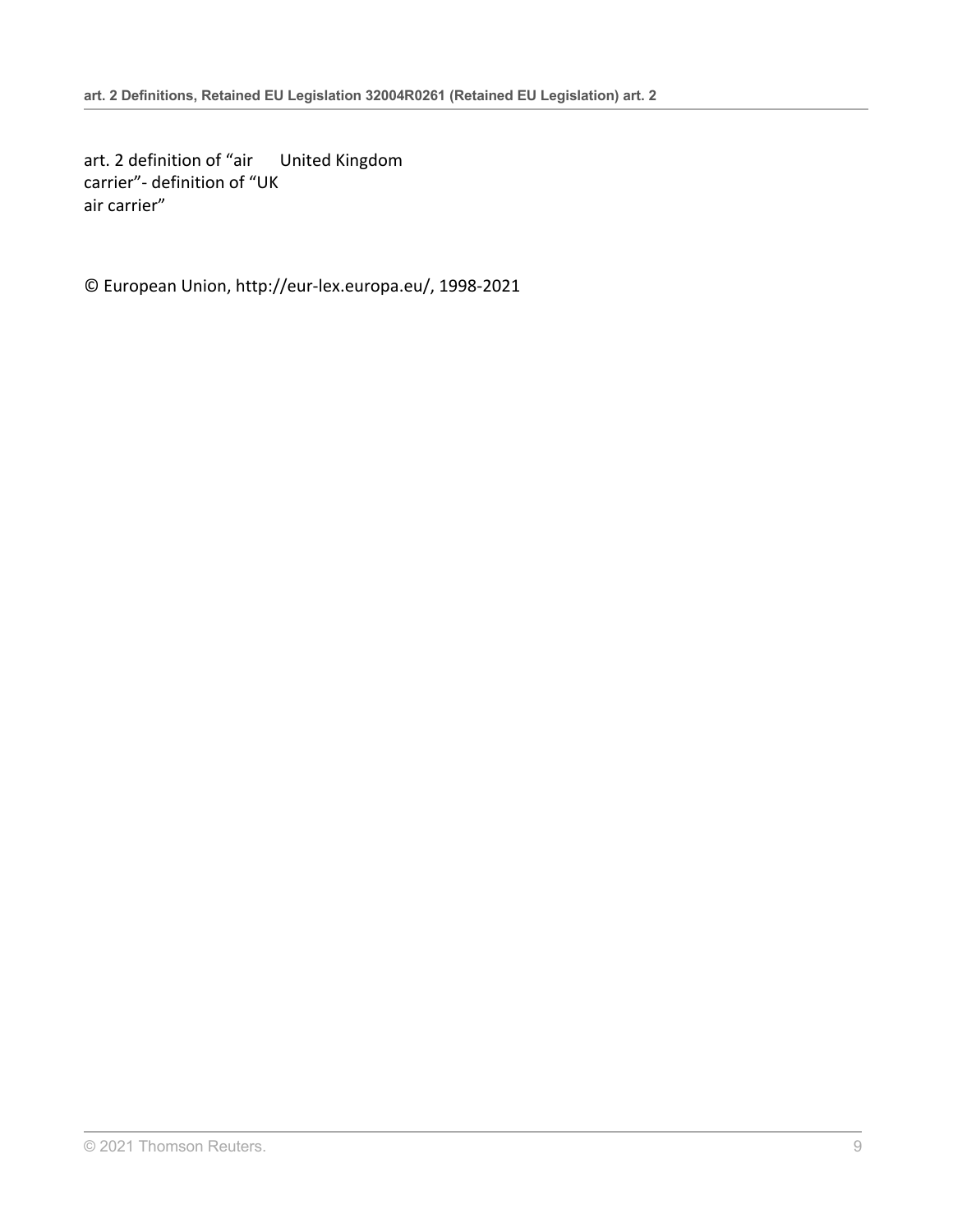| | |
|---|---|
| art. 2 definition of “air carrier”- definition of “UK air carrier” | United Kingdom |

© European Union, http://eur-lex.europa.eu/, 1998-2021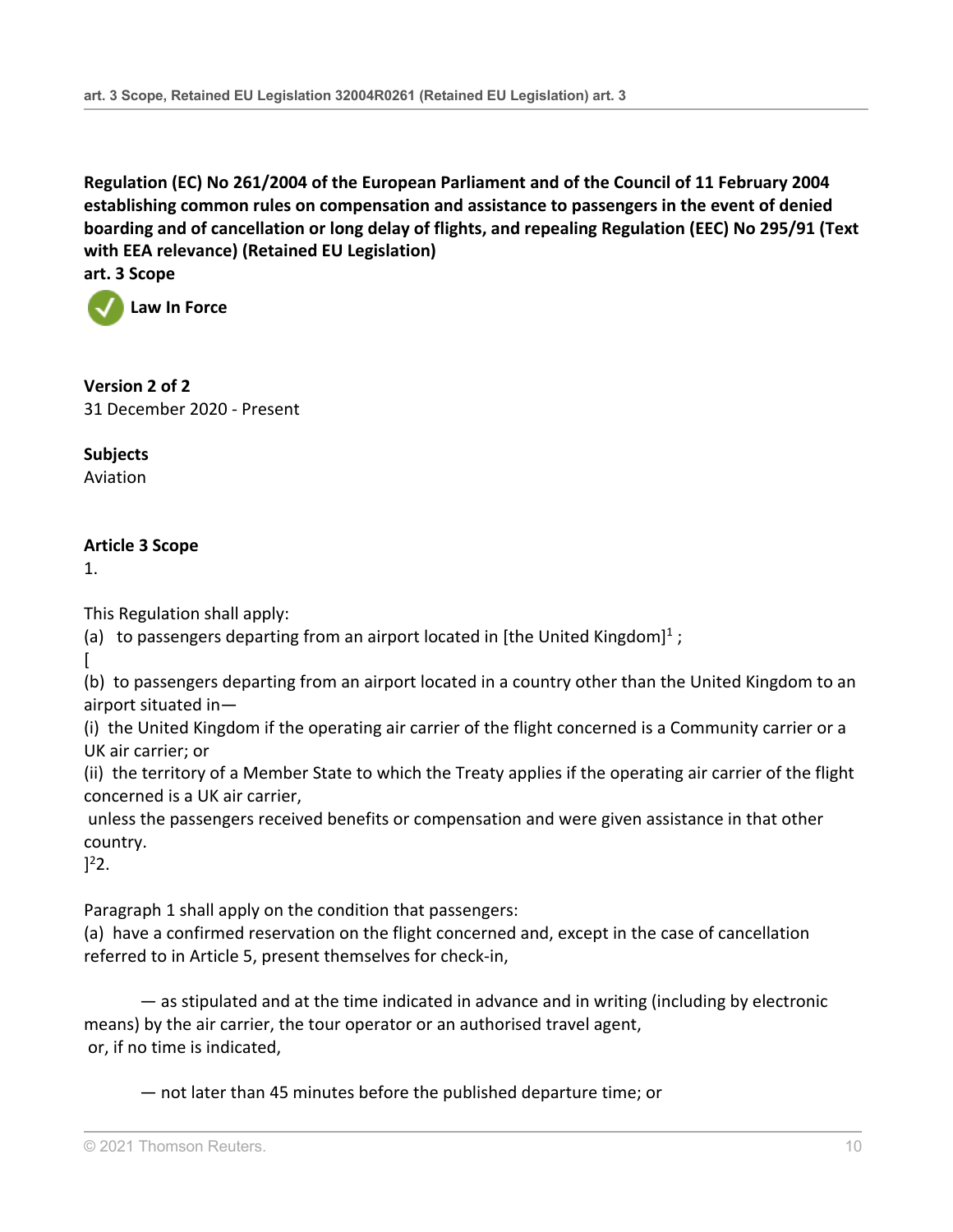**Regulation (EC) No 261/2004 of the European Parliament and of the Council of 11 February 2004 establishing common rules on compensation and assistance to passengers in the event of denied boarding and of cancellation or long delay of flights, and repealing Regulation (EEC) No 295/91 (Text with EEA relevance) (Retained EU Legislation)**

**art. 3 Scope**

**Law In Force**

**Version 2 of 2**

31 December 2020 - Present

**Subjects**

Aviation

**Article 3 Scope**

1.

This Regulation shall apply:

(a) to passengers departing from an airport located in [the United Kingdom][1] ;

[

(b) to passengers departing from an airport located in a country other than the United Kingdom to an airport situated in—

(i) the United Kingdom if the operating air carrier of the flight concerned is a Community carrier or a UK air carrier; or

(ii) the territory of a Member State to which the Treaty applies if the operating air carrier of the flight concerned is a UK air carrier,

unless the passengers received benefits or compensation and were given assistance in that other country.

][2]2.

Paragraph 1 shall apply on the condition that passengers:

(a) have a confirmed reservation on the flight concerned and, except in the case of cancellation referred to in Article 5, present themselves for check-in,

— as stipulated and at the time indicated in advance and in writing (including by electronic means) by the air carrier, the tour operator or an authorised travel agent,

or, if no time is indicated,

— not later than 45 minutes before the published departure time; or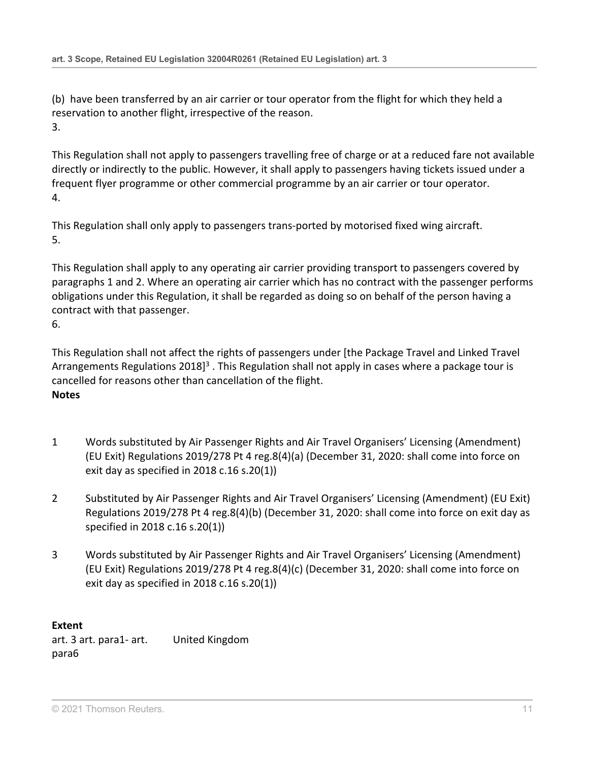(b) have been transferred by an air carrier or tour operator from the flight for which they held a reservation to another flight, irrespective of the reason.

3.

This Regulation shall not apply to passengers travelling free of charge or at a reduced fare not available directly or indirectly to the public. However, it shall apply to passengers having tickets issued under a frequent flyer programme or other commercial programme by an air carrier or tour operator.

4.

This Regulation shall only apply to passengers trans-ported by motorised fixed wing aircraft.

5.

This Regulation shall apply to any operating air carrier providing transport to passengers covered by paragraphs 1 and 2. Where an operating air carrier which has no contract with the passenger performs obligations under this Regulation, it shall be regarded as doing so on behalf of the person having a contract with that passenger.

6.

This Regulation shall not affect the rights of passengers under [the Package Travel and Linked Travel Arrangements Regulations 2018][3] . This Regulation shall not apply in cases where a package tour is cancelled for reasons other than cancellation of the flight.

**Notes**

1 Words substituted by Air Passenger Rights and Air Travel Organisers' Licensing (Amendment) (EU Exit) Regulations 2019/278 Pt 4 reg.8(4)(a) (December 31, 2020: shall come into force on exit day as specified in 2018 c.16 s.20(1))

2 Substituted by Air Passenger Rights and Air Travel Organisers' Licensing (Amendment) (EU Exit) Regulations 2019/278 Pt 4 reg.8(4)(b) (December 31, 2020: shall come into force on exit day as specified in 2018 c.16 s.20(1))

3 Words substituted by Air Passenger Rights and Air Travel Organisers' Licensing (Amendment) (EU Exit) Regulations 2019/278 Pt 4 reg.8(4)(c) (December 31, 2020: shall come into force on exit day as specified in 2018 c.16 s.20(1))

**Extent**

| | |
|---|---|
| art. 3 art. para1- art. para6 | United Kingdom |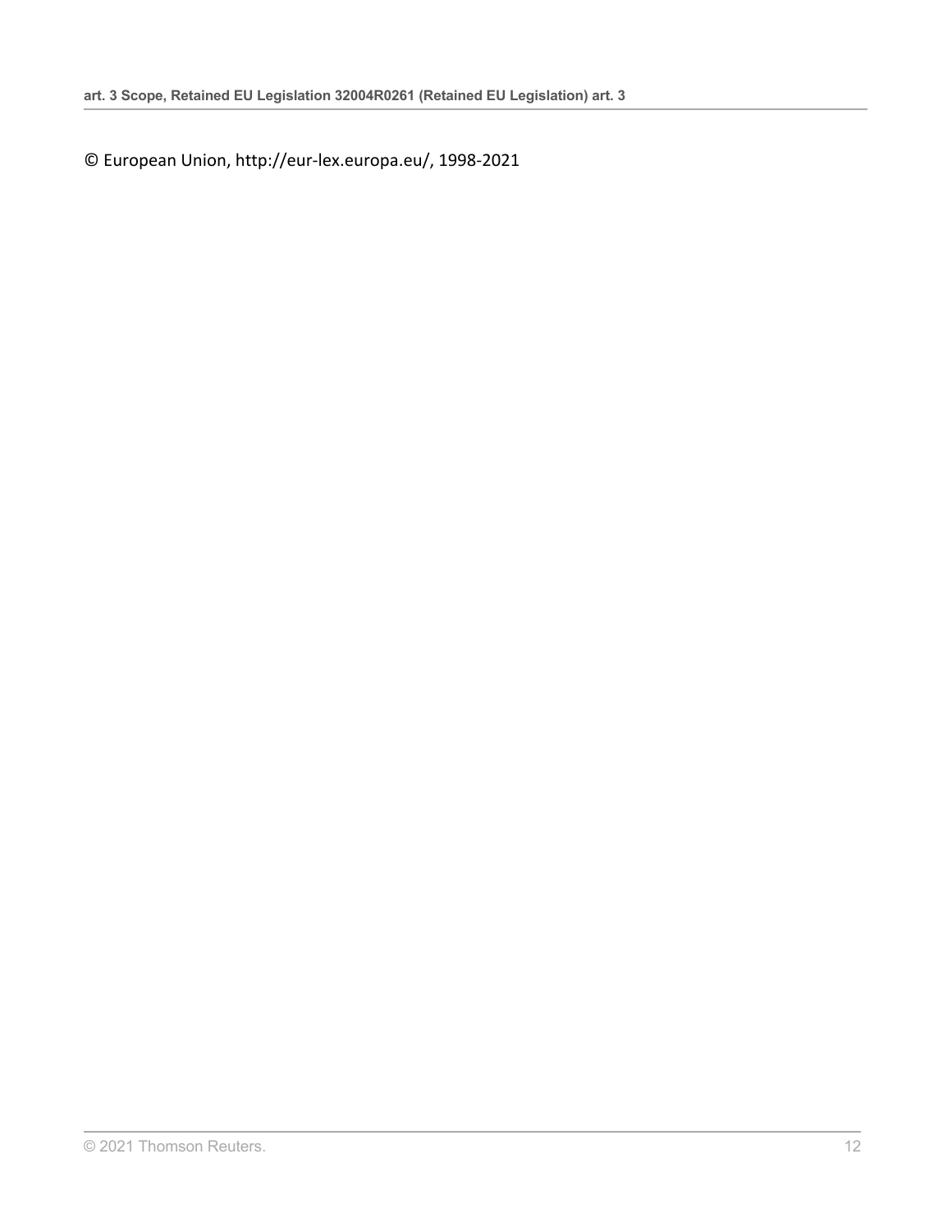© European Union, http://eur-lex.europa.eu/, 1998-2021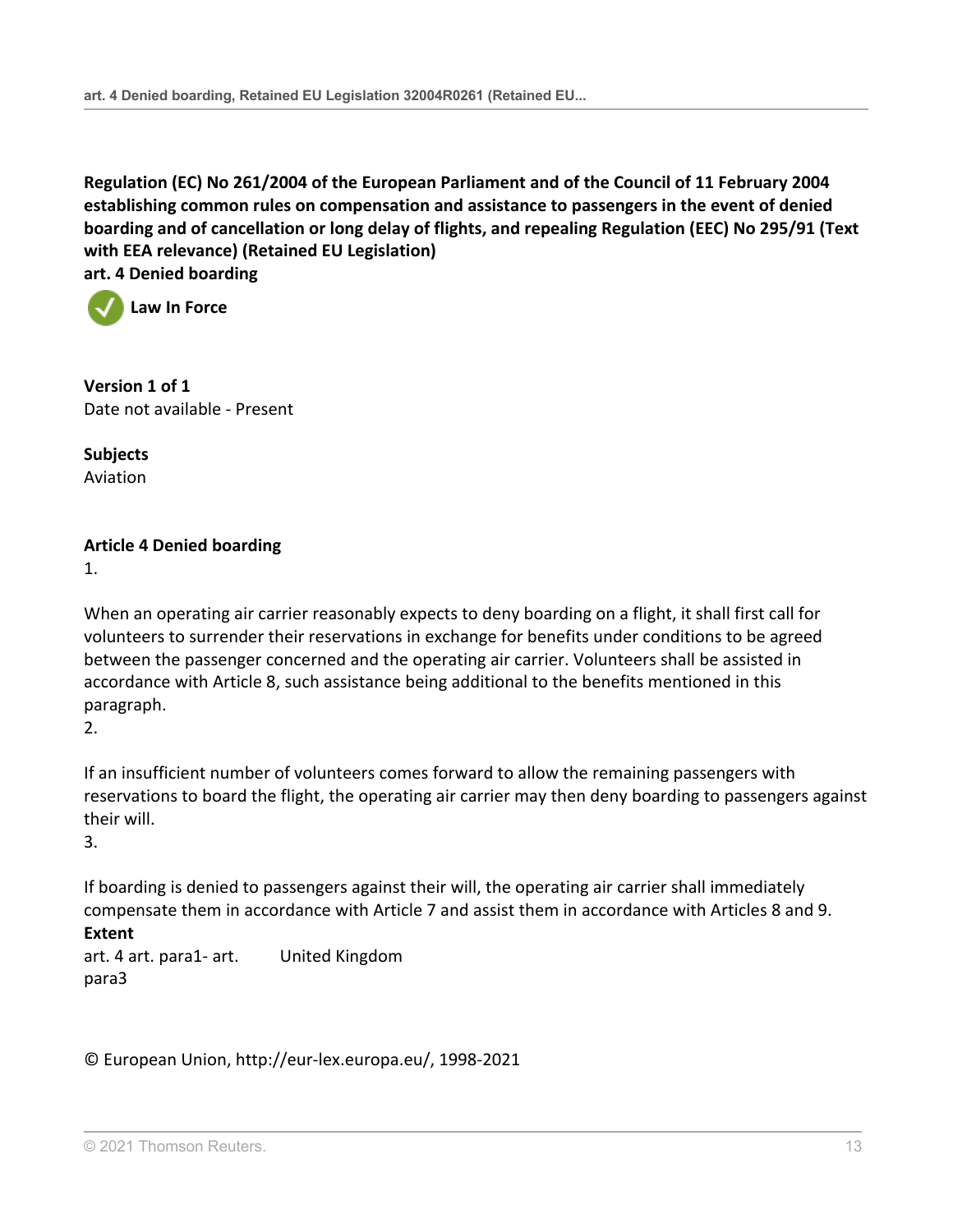**Regulation (EC) No 261/2004 of the European Parliament and of the Council of 11 February 2004 establishing common rules on compensation and assistance to passengers in the event of denied boarding and of cancellation or long delay of flights, and repealing Regulation (EEC) No 295/91 (Text with EEA relevance) (Retained EU Legislation)**

**art. 4 Denied boarding**

**Law In Force**

**Version 1 of 1**

Date not available - Present

**Subjects**

Aviation

**Article 4 Denied boarding**

1.

When an operating air carrier reasonably expects to deny boarding on a flight, it shall first call for volunteers to surrender their reservations in exchange for benefits under conditions to be agreed between the passenger concerned and the operating air carrier. Volunteers shall be assisted in accordance with Article 8, such assistance being additional to the benefits mentioned in this paragraph.

2.

If an insufficient number of volunteers comes forward to allow the remaining passengers with reservations to board the flight, the operating air carrier may then deny boarding to passengers against their will.

3.

If boarding is denied to passengers against their will, the operating air carrier shall immediately compensate them in accordance with Article 7 and assist them in accordance with Articles 8 and 9.

**Extent**

| | |
|---|---|
| art. 4 art. para1- art. para3 | United Kingdom |

© European Union, http://eur-lex.europa.eu/, 1998-2021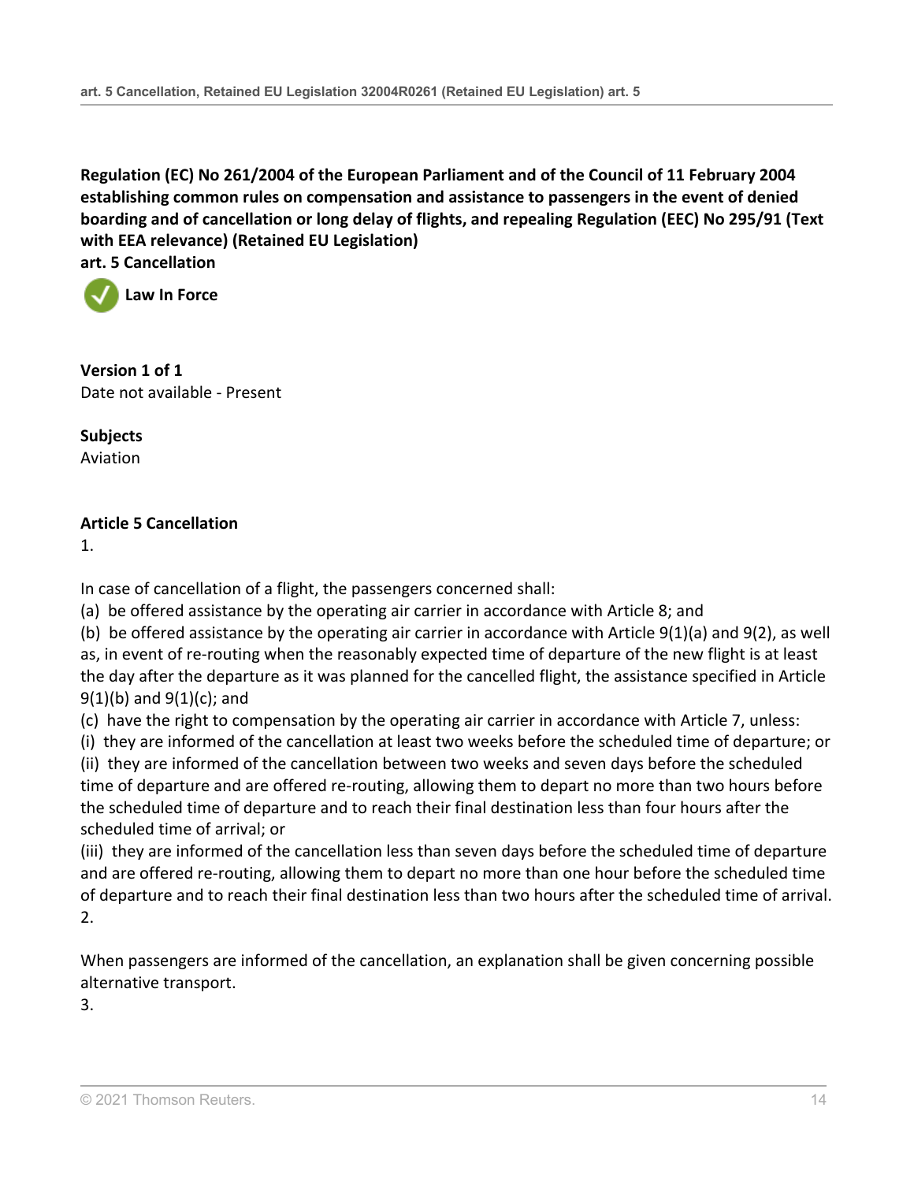**Regulation (EC) No 261/2004 of the European Parliament and of the Council of 11 February 2004 establishing common rules on compensation and assistance to passengers in the event of denied boarding and of cancellation or long delay of flights, and repealing Regulation (EEC) No 295/91 (Text with EEA relevance) (Retained EU Legislation)**
**art. 5 Cancellation**

**Law In Force**

**Version 1 of 1**
Date not available - Present

**Subjects**
Aviation

**Article 5 Cancellation**

1.

In case of cancellation of a flight, the passengers concerned shall:

(a) be offered assistance by the operating air carrier in accordance with Article 8; and

(b) be offered assistance by the operating air carrier in accordance with Article 9(1)(a) and 9(2), as well as, in event of re-routing when the reasonably expected time of departure of the new flight is at least the day after the departure as it was planned for the cancelled flight, the assistance specified in Article 9(1)(b) and 9(1)(c); and

(c) have the right to compensation by the operating air carrier in accordance with Article 7, unless:

(i) they are informed of the cancellation at least two weeks before the scheduled time of departure; or

(ii) they are informed of the cancellation between two weeks and seven days before the scheduled time of departure and are offered re-routing, allowing them to depart no more than two hours before the scheduled time of departure and to reach their final destination less than four hours after the scheduled time of arrival; or

(iii) they are informed of the cancellation less than seven days before the scheduled time of departure and are offered re-routing, allowing them to depart no more than one hour before the scheduled time of departure and to reach their final destination less than two hours after the scheduled time of arrival.

2.

When passengers are informed of the cancellation, an explanation shall be given concerning possible alternative transport.

3.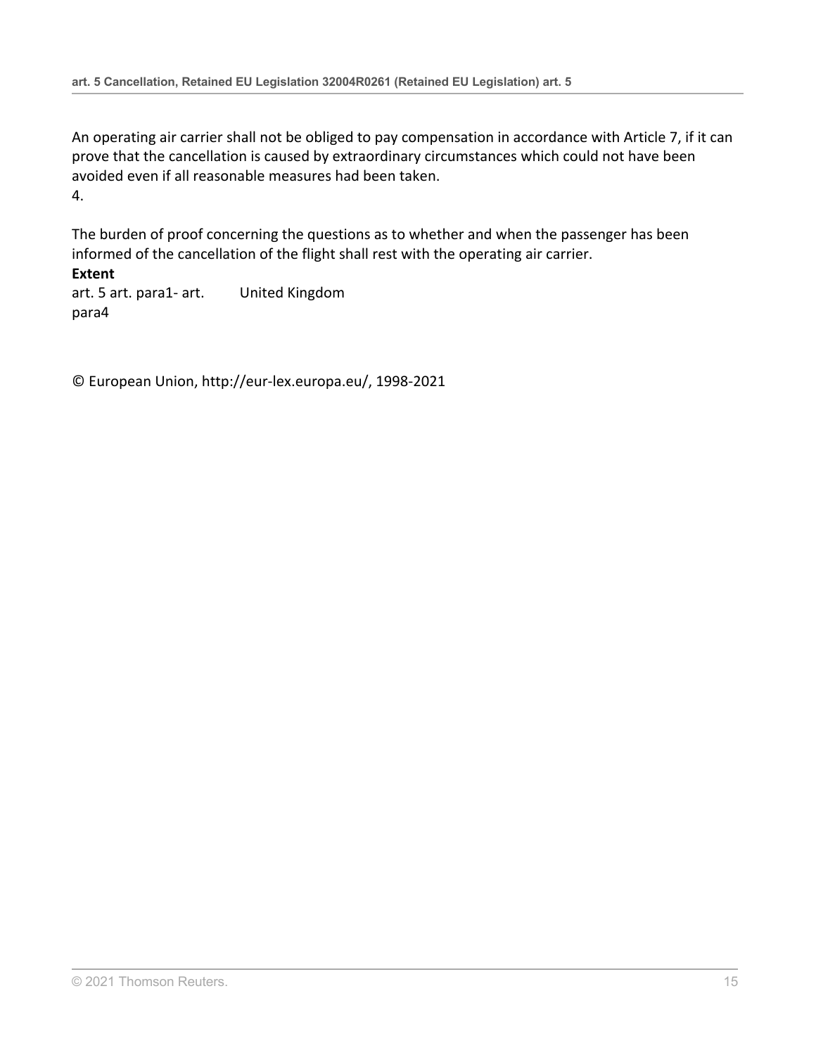An operating air carrier shall not be obliged to pay compensation in accordance with Article 7, if it can prove that the cancellation is caused by extraordinary circumstances which could not have been avoided even if all reasonable measures had been taken.

4.

The burden of proof concerning the questions as to whether and when the passenger has been informed of the cancellation of the flight shall rest with the operating air carrier.

**Extent**

| | |
|---|---|
| art. 5 art. para1- art. para4 | United Kingdom |

© European Union, http://eur-lex.europa.eu/, 1998-2021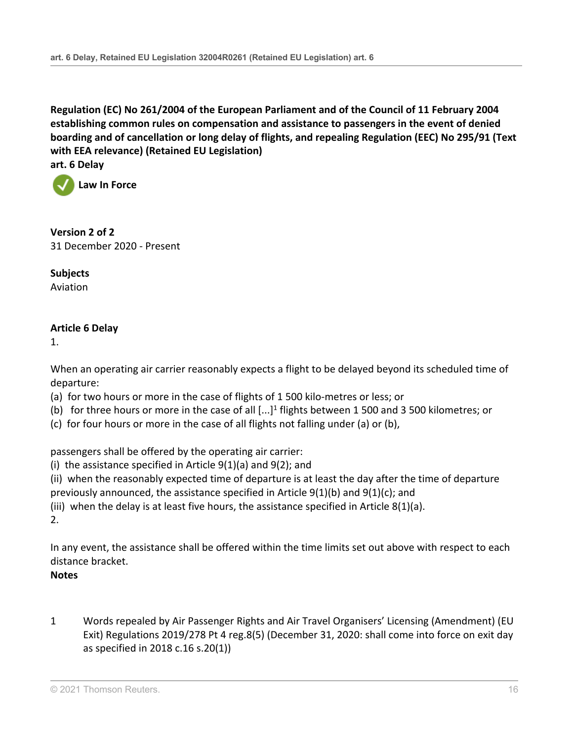**Regulation (EC) No 261/2004 of the European Parliament and of the Council of 11 February 2004 establishing common rules on compensation and assistance to passengers in the event of denied boarding and of cancellation or long delay of flights, and repealing Regulation (EEC) No 295/91 (Text with EEA relevance) (Retained EU Legislation)**
**art. 6 Delay**

**Law In Force**

**Version 2 of 2**
31 December 2020 - Present

**Subjects**
Aviation

**Article 6 Delay**

1.

When an operating air carrier reasonably expects a flight to be delayed beyond its scheduled time of departure:

(a) for two hours or more in the case of flights of 1 500 kilo-metres or less; or
(b) for three hours or more in the case of all [...][1] flights between 1 500 and 3 500 kilometres; or
(c) for four hours or more in the case of all flights not falling under (a) or (b),

passengers shall be offered by the operating air carrier:

(i) the assistance specified in Article 9(1)(a) and 9(2); and
(ii) when the reasonably expected time of departure is at least the day after the time of departure previously announced, the assistance specified in Article 9(1)(b) and 9(1)(c); and
(iii) when the delay is at least five hours, the assistance specified in Article 8(1)(a).

2.

In any event, the assistance shall be offered within the time limits set out above with respect to each distance bracket.

**Notes**

1 Words repealed by Air Passenger Rights and Air Travel Organisers' Licensing (Amendment) (EU Exit) Regulations 2019/278 Pt 4 reg.8(5) (December 31, 2020: shall come into force on exit day as specified in 2018 c.16 s.20(1))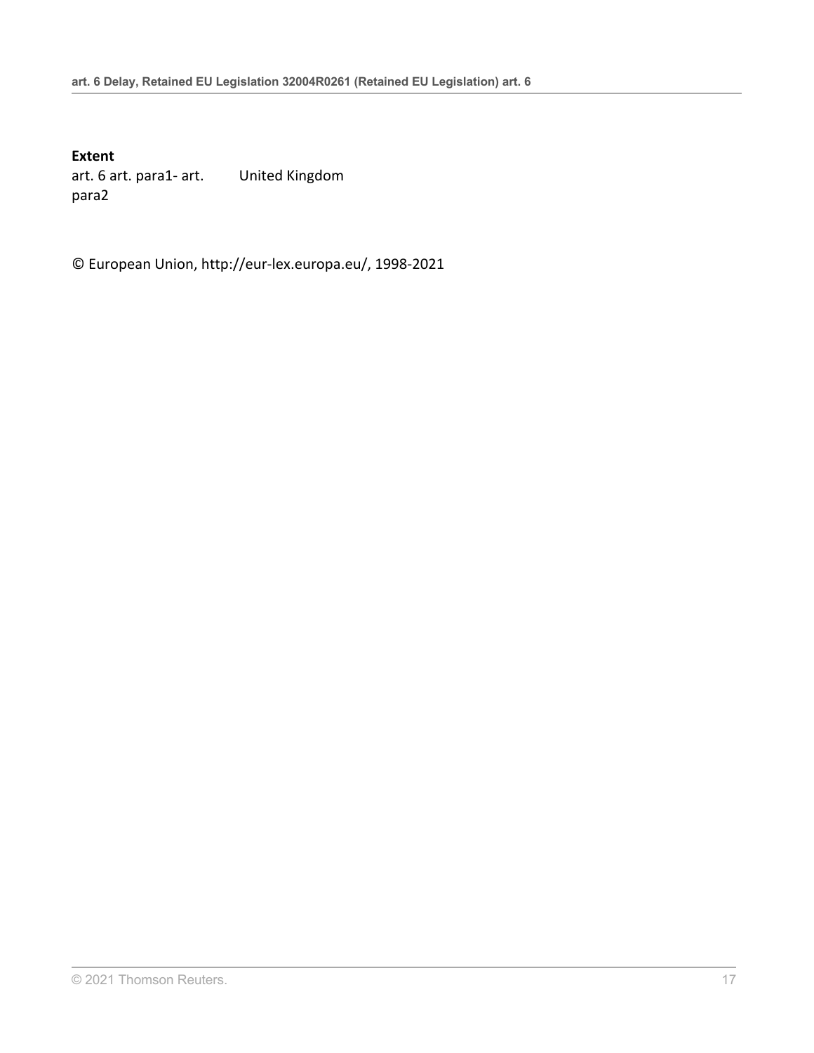**Extent**

| art. 6 art. para1- art. para2 | United Kingdom |
|---|---|

© European Union, http://eur-lex.europa.eu/, 1998-2021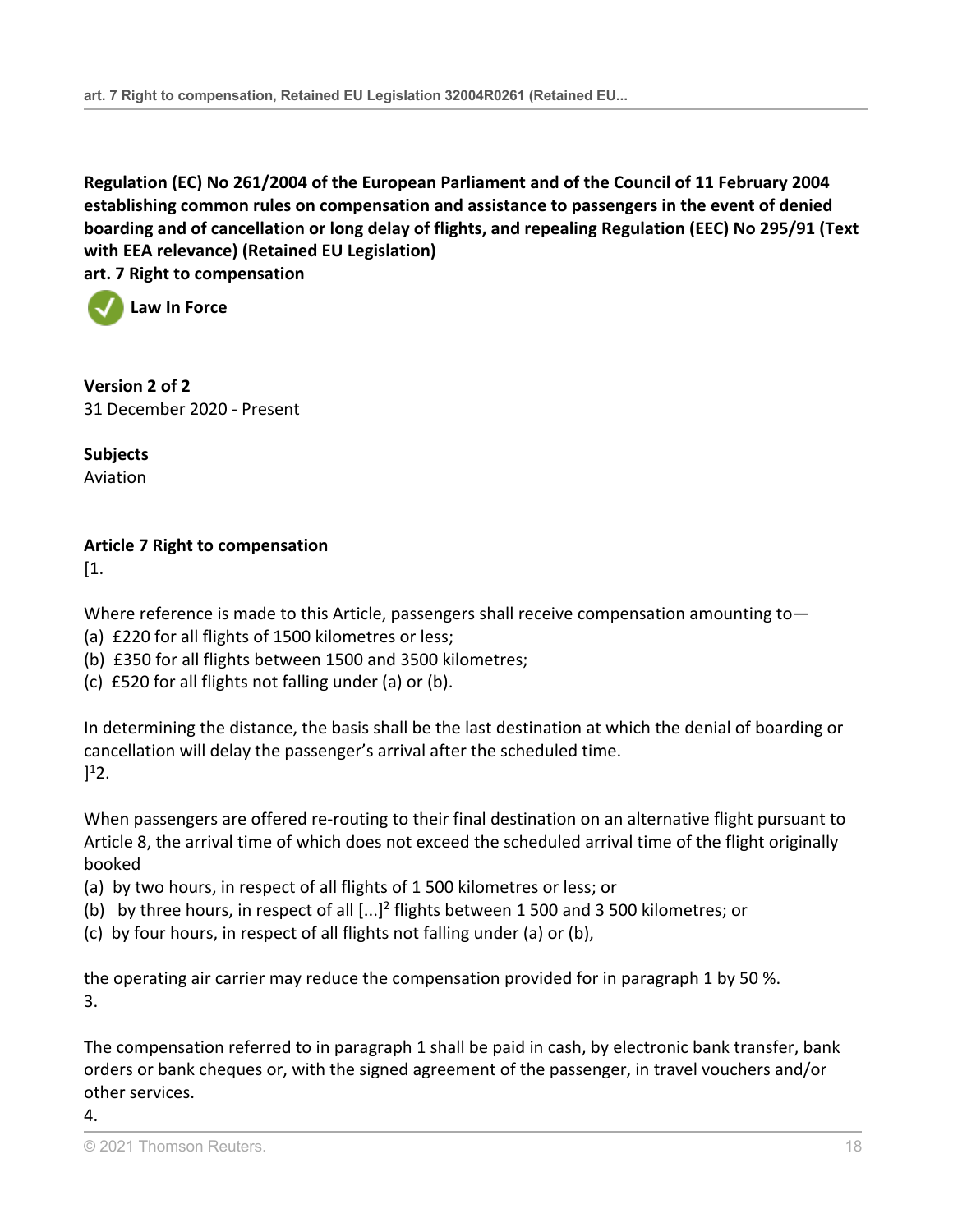**Regulation (EC) No 261/2004 of the European Parliament and of the Council of 11 February 2004 establishing common rules on compensation and assistance to passengers in the event of denied boarding and of cancellation or long delay of flights, and repealing Regulation (EEC) No 295/91 (Text with EEA relevance) (Retained EU Legislation)**
**art. 7 Right to compensation**

**Law In Force**

**Version 2 of 2**
31 December 2020 - Present

**Subjects**
Aviation

**Article 7 Right to compensation**

[1.

Where reference is made to this Article, passengers shall receive compensation amounting to—
(a) £220 for all flights of 1500 kilometres or less;
(b) £350 for all flights between 1500 and 3500 kilometres;
(c) £520 for all flights not falling under (a) or (b).

In determining the distance, the basis shall be the last destination at which the denial of boarding or cancellation will delay the passenger's arrival after the scheduled time.
][1]2.

When passengers are offered re-routing to their final destination on an alternative flight pursuant to Article 8, the arrival time of which does not exceed the scheduled arrival time of the flight originally booked
(a) by two hours, in respect of all flights of 1 500 kilometres or less; or
(b) by three hours, in respect of all [...][2] flights between 1 500 and 3 500 kilometres; or
(c) by four hours, in respect of all flights not falling under (a) or (b),

the operating air carrier may reduce the compensation provided for in paragraph 1 by 50 %.
3.

The compensation referred to in paragraph 1 shall be paid in cash, by electronic bank transfer, bank orders or bank cheques or, with the signed agreement of the passenger, in travel vouchers and/or other services.
4.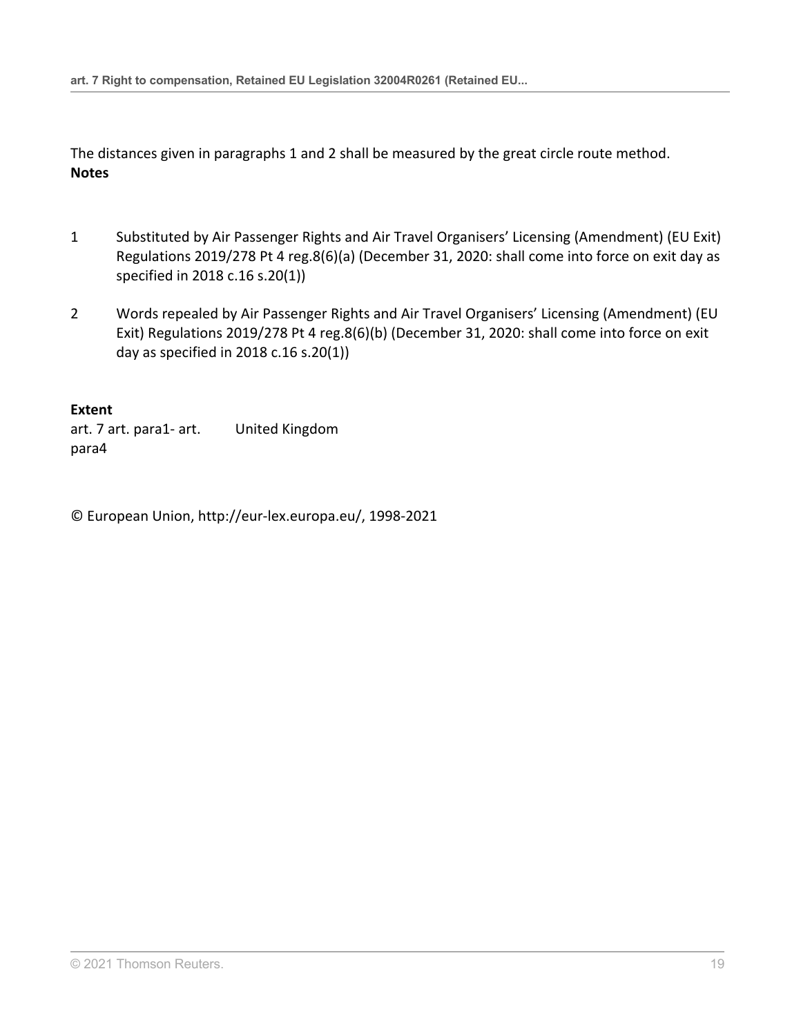The distances given in paragraphs 1 and 2 shall be measured by the great circle route method.

**Notes**

1. Substituted by Air Passenger Rights and Air Travel Organisers' Licensing (Amendment) (EU Exit) Regulations 2019/278 Pt 4 reg.8(6)(a) (December 31, 2020: shall come into force on exit day as specified in 2018 c.16 s.20(1))

2. Words repealed by Air Passenger Rights and Air Travel Organisers' Licensing (Amendment) (EU Exit) Regulations 2019/278 Pt 4 reg.8(6)(b) (December 31, 2020: shall come into force on exit day as specified in 2018 c.16 s.20(1))

**Extent**

| | |
|---|---|
| art. 7 art. para1- art. para4 | United Kingdom |

© European Union, http://eur-lex.europa.eu/, 1998-2021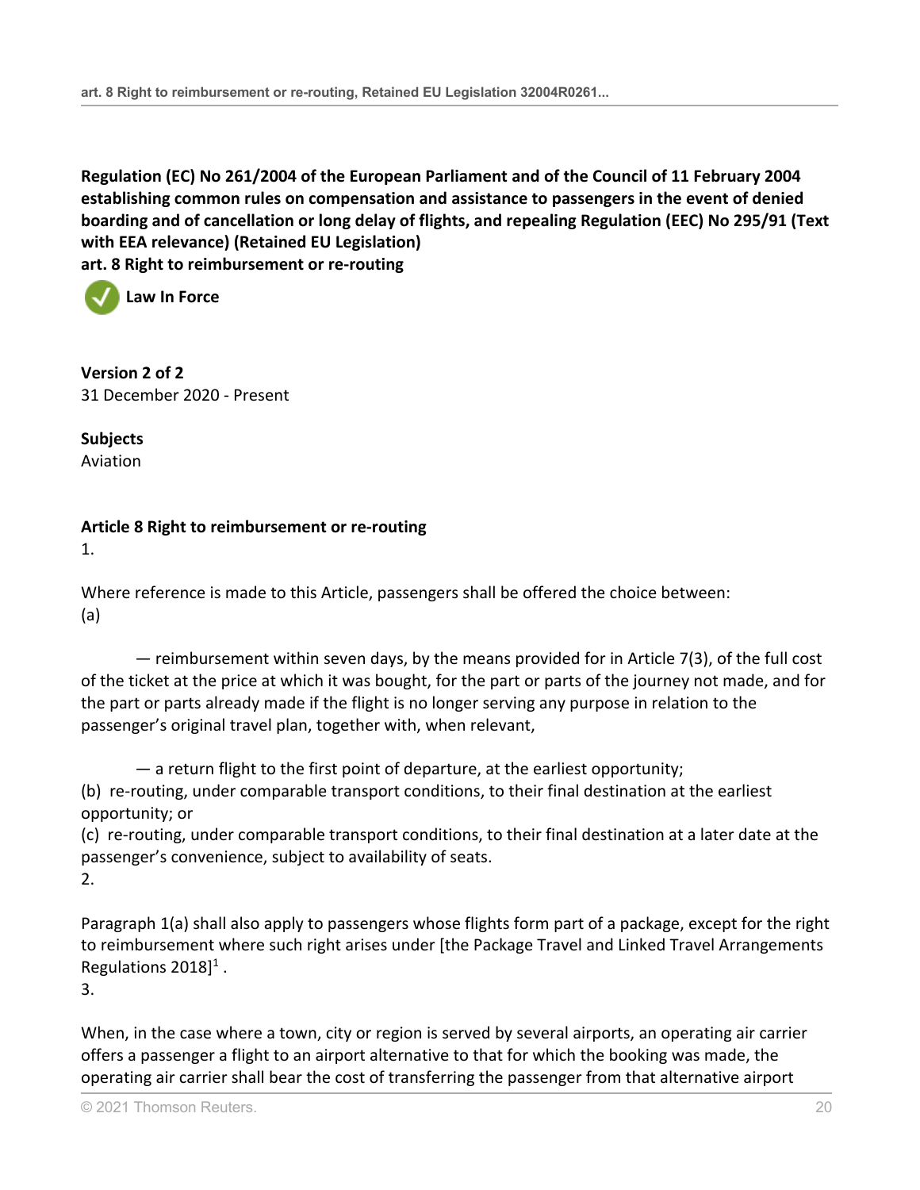**Regulation (EC) No 261/2004 of the European Parliament and of the Council of 11 February 2004 establishing common rules on compensation and assistance to passengers in the event of denied boarding and of cancellation or long delay of flights, and repealing Regulation (EEC) No 295/91 (Text with EEA relevance) (Retained EU Legislation)**
**art. 8 Right to reimbursement or re-routing**

**Law In Force**

**Version 2 of 2**
31 December 2020 - Present

**Subjects**
Aviation

**Article 8 Right to reimbursement or re-routing**
1.

Where reference is made to this Article, passengers shall be offered the choice between:
(a)

— reimbursement within seven days, by the means provided for in Article 7(3), of the full cost of the ticket at the price at which it was bought, for the part or parts of the journey not made, and for the part or parts already made if the flight is no longer serving any purpose in relation to the passenger's original travel plan, together with, when relevant,

— a return flight to the first point of departure, at the earliest opportunity;
(b) re-routing, under comparable transport conditions, to their final destination at the earliest opportunity; or
(c) re-routing, under comparable transport conditions, to their final destination at a later date at the passenger's convenience, subject to availability of seats.
2.

Paragraph 1(a) shall also apply to passengers whose flights form part of a package, except for the right to reimbursement where such right arises under [the Package Travel and Linked Travel Arrangements Regulations 2018][1] .
3.

When, in the case where a town, city or region is served by several airports, an operating air carrier offers a passenger a flight to an airport alternative to that for which the booking was made, the operating air carrier shall bear the cost of transferring the passenger from that alternative airport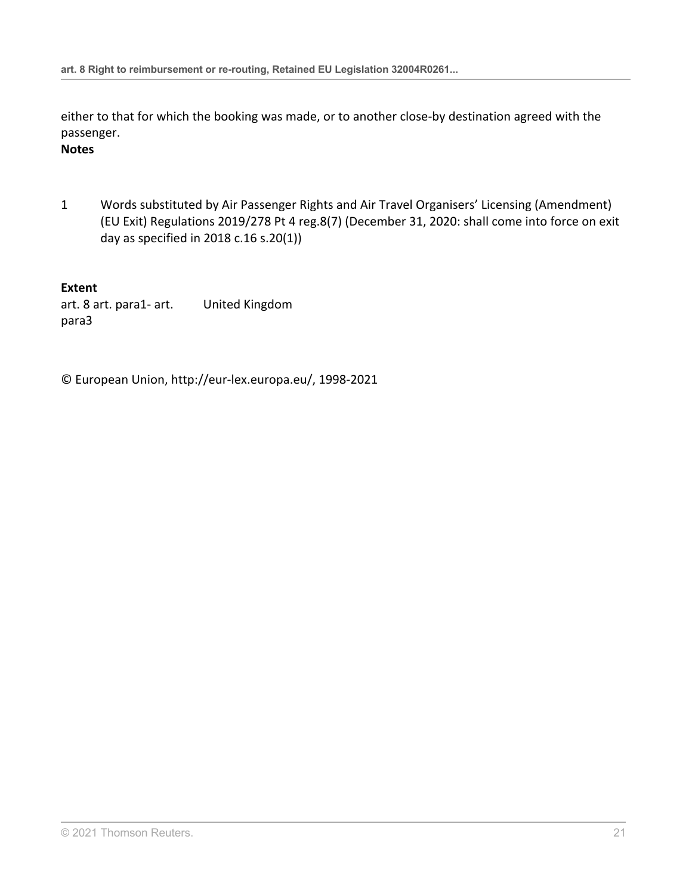either to that for which the booking was made, or to another close-by destination agreed with the passenger.

**Notes**

1 Words substituted by Air Passenger Rights and Air Travel Organisers' Licensing (Amendment) (EU Exit) Regulations 2019/278 Pt 4 reg.8(7) (December 31, 2020: shall come into force on exit day as specified in 2018 c.16 s.20(1))

**Extent**

| | |
|---|---|
| art. 8 art. para1- art. para3 | United Kingdom |

© European Union, http://eur-lex.europa.eu/, 1998-2021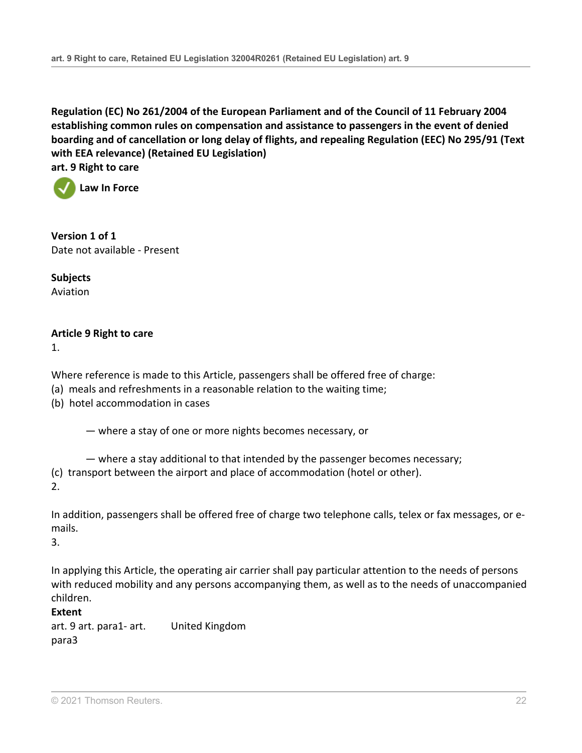**Regulation (EC) No 261/2004 of the European Parliament and of the Council of 11 February 2004 establishing common rules on compensation and assistance to passengers in the event of denied boarding and of cancellation or long delay of flights, and repealing Regulation (EEC) No 295/91 (Text with EEA relevance) (Retained EU Legislation)**
**art. 9 Right to care**

**Law In Force**

**Version 1 of 1**
Date not available - Present

**Subjects**
Aviation

**Article 9 Right to care**

1.

Where reference is made to this Article, passengers shall be offered free of charge:

(a) meals and refreshments in a reasonable relation to the waiting time;

(b) hotel accommodation in cases

— where a stay of one or more nights becomes necessary, or

— where a stay additional to that intended by the passenger becomes necessary;

(c) transport between the airport and place of accommodation (hotel or other).

2.

In addition, passengers shall be offered free of charge two telephone calls, telex or fax messages, or e-mails.

3.

In applying this Article, the operating air carrier shall pay particular attention to the needs of persons with reduced mobility and any persons accompanying them, as well as to the needs of unaccompanied children.

**Extent**

| | |
|---|---|
| art. 9 art. para1- art. para3 | United Kingdom |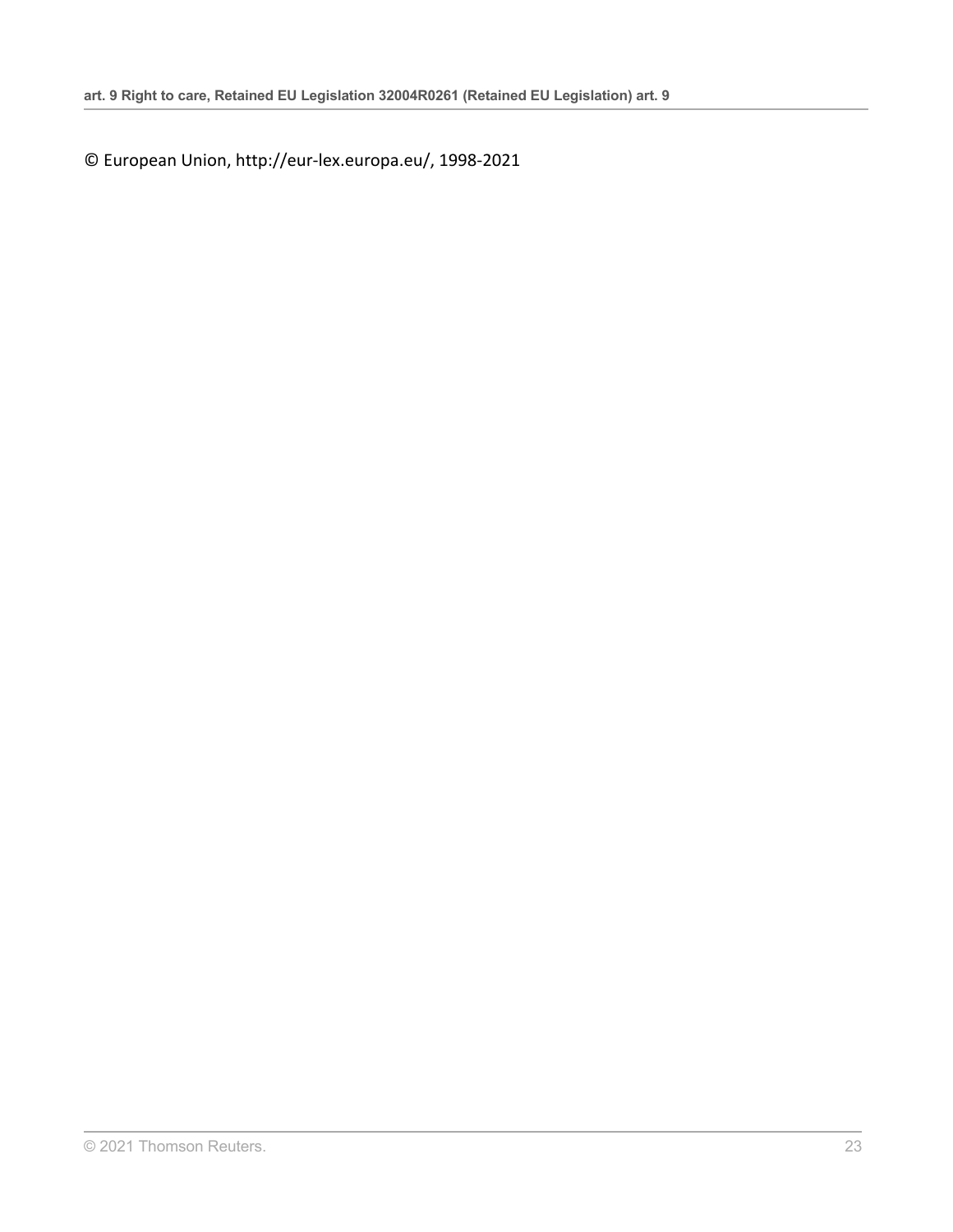© European Union, http://eur-lex.europa.eu/, 1998-2021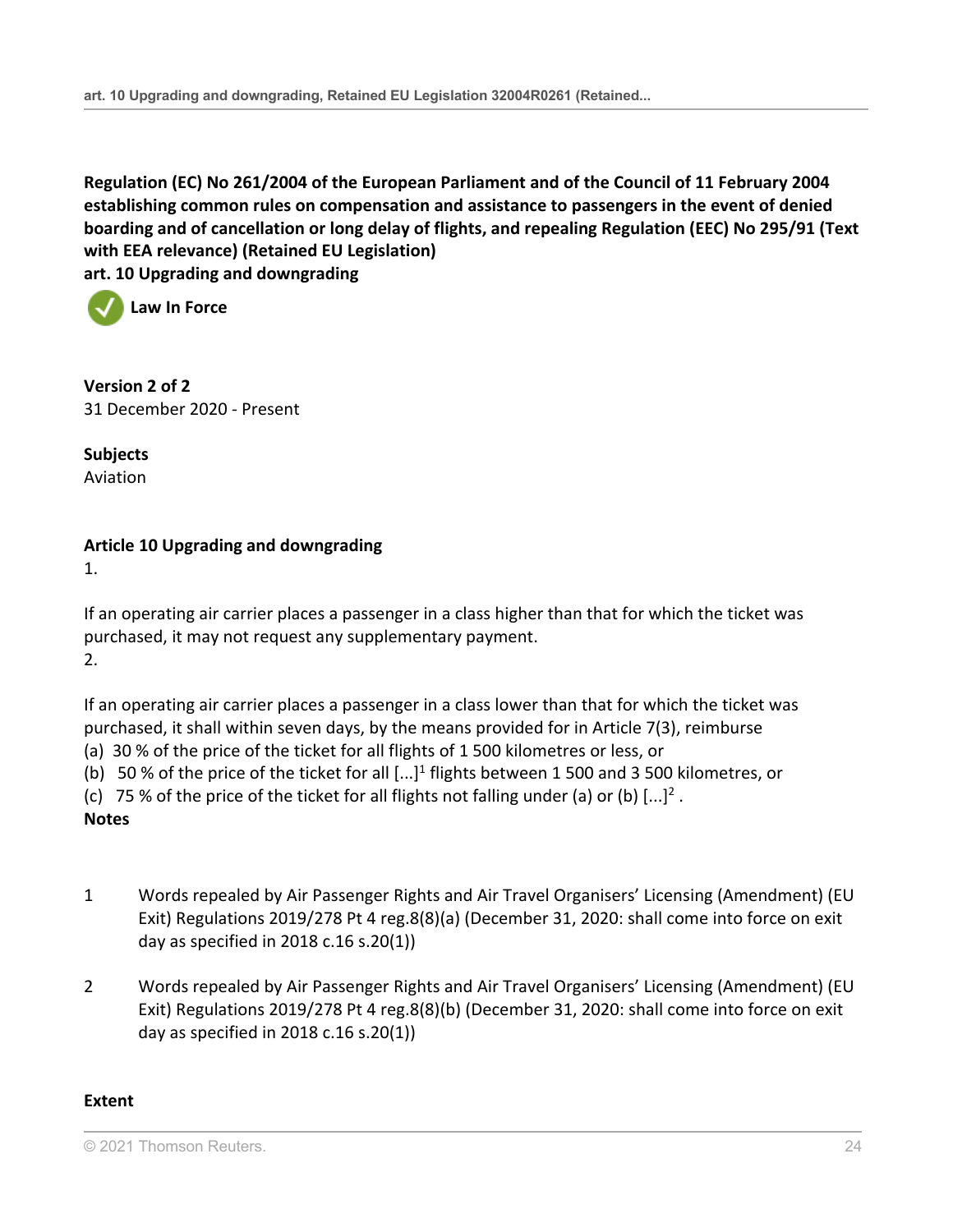**Regulation (EC) No 261/2004 of the European Parliament and of the Council of 11 February 2004 establishing common rules on compensation and assistance to passengers in the event of denied boarding and of cancellation or long delay of flights, and repealing Regulation (EEC) No 295/91 (Text with EEA relevance) (Retained EU Legislation)**
**art. 10 Upgrading and downgrading**

**Law In Force**

**Version 2 of 2**
31 December 2020 - Present

**Subjects**
Aviation

**Article 10 Upgrading and downgrading**

1.

If an operating air carrier places a passenger in a class higher than that for which the ticket was purchased, it may not request any supplementary payment.

2.

If an operating air carrier places a passenger in a class lower than that for which the ticket was purchased, it shall within seven days, by the means provided for in Article 7(3), reimburse

(a) 30 % of the price of the ticket for all flights of 1 500 kilometres or less, or

(b) 50 % of the price of the ticket for all [...][1] flights between 1 500 and 3 500 kilometres, or

(c) 75 % of the price of the ticket for all flights not falling under (a) or (b) [...][2] .

**Notes**

1. Words repealed by Air Passenger Rights and Air Travel Organisers' Licensing (Amendment) (EU Exit) Regulations 2019/278 Pt 4 reg.8(8)(a) (December 31, 2020: shall come into force on exit day as specified in 2018 c.16 s.20(1))

2. Words repealed by Air Passenger Rights and Air Travel Organisers' Licensing (Amendment) (EU Exit) Regulations 2019/278 Pt 4 reg.8(8)(b) (December 31, 2020: shall come into force on exit day as specified in 2018 c.16 s.20(1))

**Extent**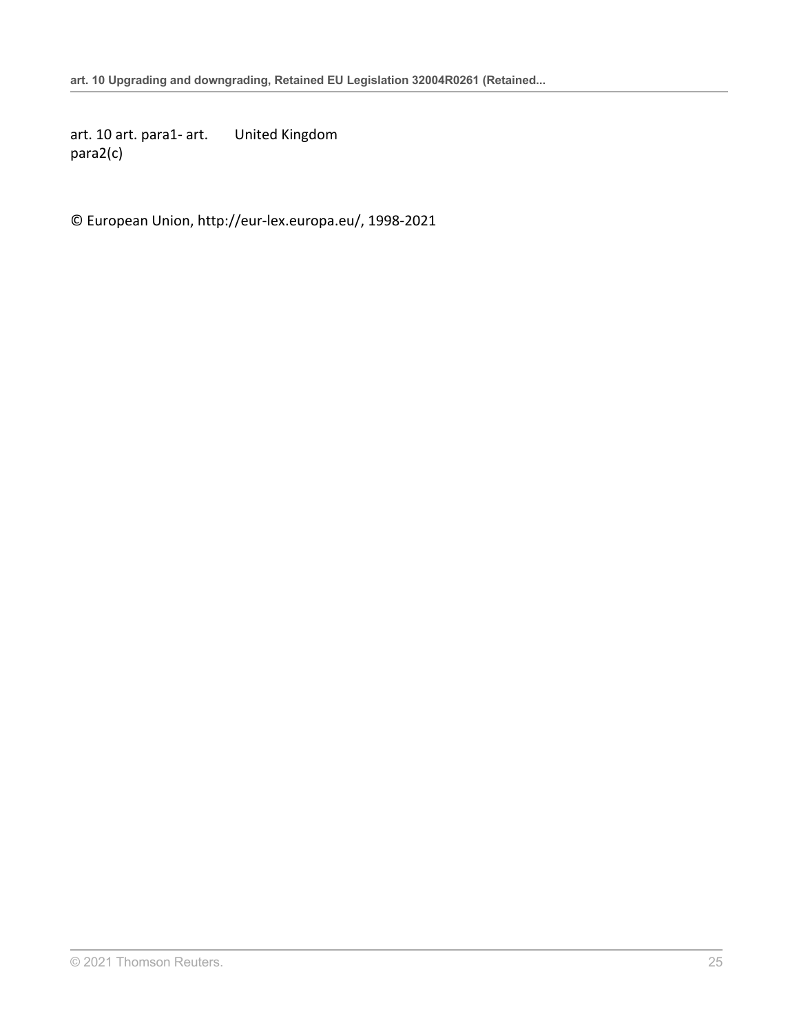| | |
|---|---|
| art. 10 art. para1- art. para2(c) | United Kingdom |

© European Union, http://eur-lex.europa.eu/, 1998-2021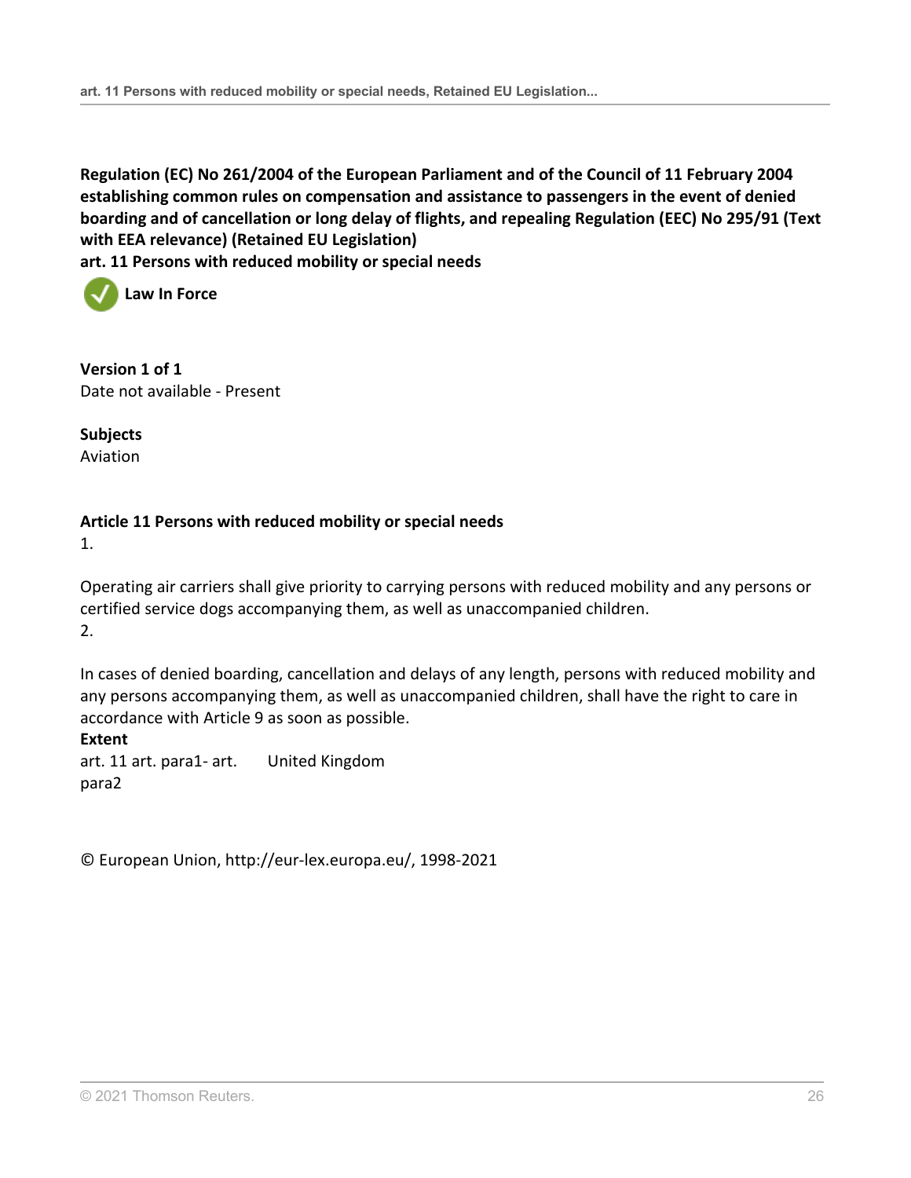**Regulation (EC) No 261/2004 of the European Parliament and of the Council of 11 February 2004 establishing common rules on compensation and assistance to passengers in the event of denied boarding and of cancellation or long delay of flights, and repealing Regulation (EEC) No 295/91 (Text with EEA relevance) (Retained EU Legislation)**
**art. 11 Persons with reduced mobility or special needs**

**Law In Force**

**Version 1 of 1**
Date not available - Present

**Subjects**
Aviation

**Article 11 Persons with reduced mobility or special needs**

1.

Operating air carriers shall give priority to carrying persons with reduced mobility and any persons or certified service dogs accompanying them, as well as unaccompanied children.

2.

In cases of denied boarding, cancellation and delays of any length, persons with reduced mobility and any persons accompanying them, as well as unaccompanied children, shall have the right to care in accordance with Article 9 as soon as possible.

**Extent**

| | |
|---|---|
| art. 11 art. para1- art. para2 | United Kingdom |

© European Union, http://eur-lex.europa.eu/, 1998-2021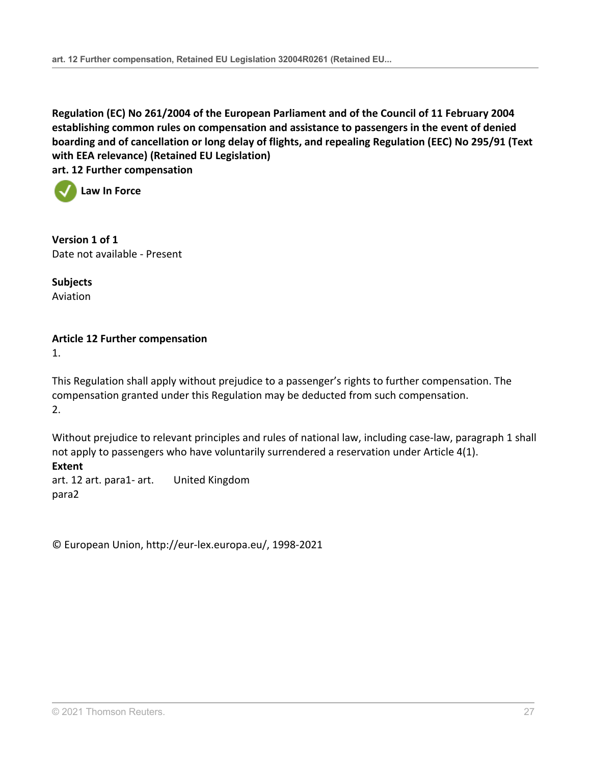**Regulation (EC) No 261/2004 of the European Parliament and of the Council of 11 February 2004 establishing common rules on compensation and assistance to passengers in the event of denied boarding and of cancellation or long delay of flights, and repealing Regulation (EEC) No 295/91 (Text with EEA relevance) (Retained EU Legislation)**
**art. 12 Further compensation**

**Law In Force**

**Version 1 of 1**
Date not available - Present

**Subjects**
Aviation

**Article 12 Further compensation**

1.

This Regulation shall apply without prejudice to a passenger's rights to further compensation. The compensation granted under this Regulation may be deducted from such compensation.

2.

Without prejudice to relevant principles and rules of national law, including case-law, paragraph 1 shall not apply to passengers who have voluntarily surrendered a reservation under Article 4(1).

**Extent**

| | |
|---|---|
| art. 12 art. para1- art. para2 | United Kingdom |

© European Union, http://eur-lex.europa.eu/, 1998-2021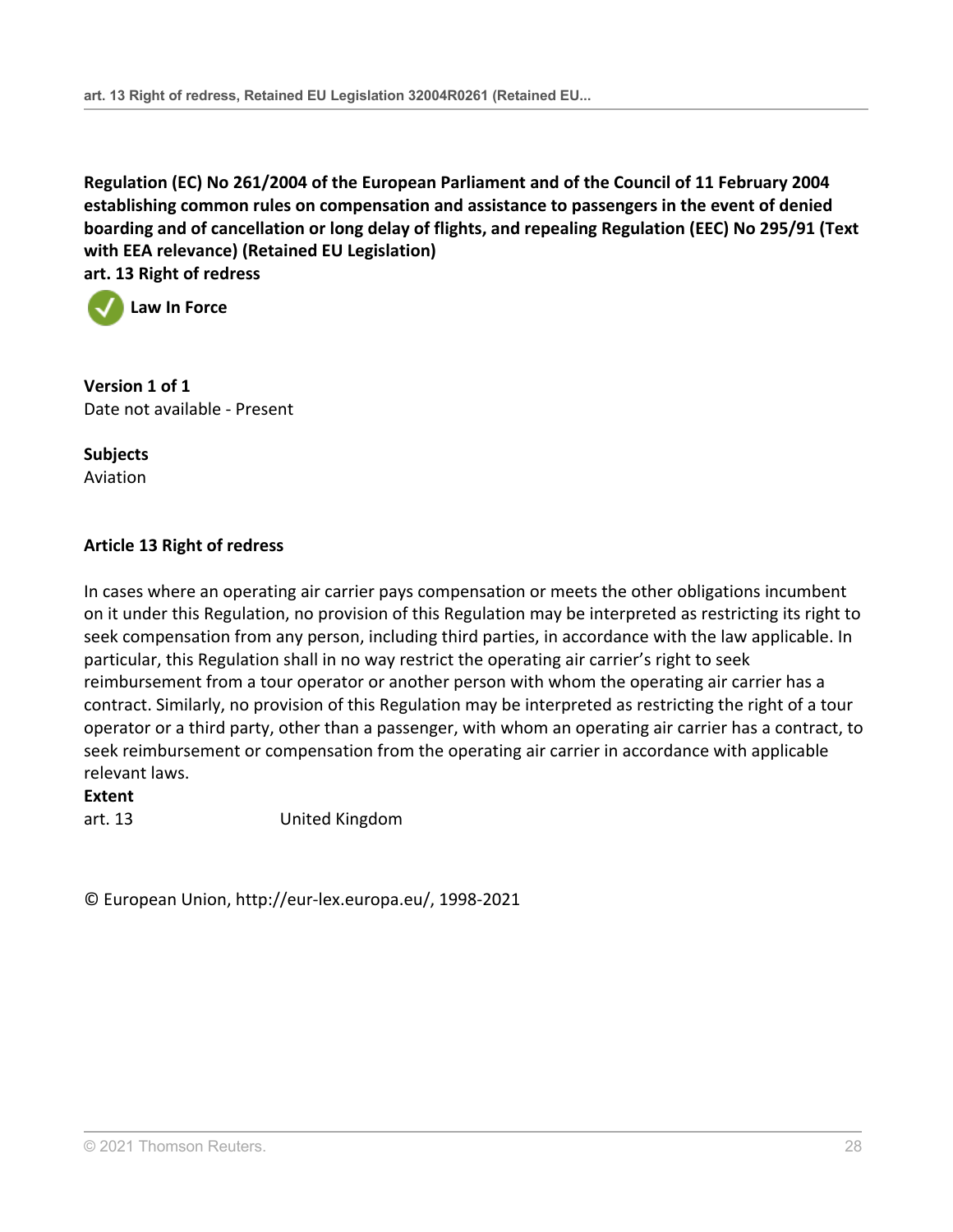**Regulation (EC) No 261/2004 of the European Parliament and of the Council of 11 February 2004 establishing common rules on compensation and assistance to passengers in the event of denied boarding and of cancellation or long delay of flights, and repealing Regulation (EEC) No 295/91 (Text with EEA relevance) (Retained EU Legislation)**
**art. 13 Right of redress**

**Law In Force**

**Version 1 of 1**
Date not available - Present

**Subjects**
Aviation

**Article 13 Right of redress**

In cases where an operating air carrier pays compensation or meets the other obligations incumbent on it under this Regulation, no provision of this Regulation may be interpreted as restricting its right to seek compensation from any person, including third parties, in accordance with the law applicable. In particular, this Regulation shall in no way restrict the operating air carrier's right to seek reimbursement from a tour operator or another person with whom the operating air carrier has a contract. Similarly, no provision of this Regulation may be interpreted as restricting the right of a tour operator or a third party, other than a passenger, with whom an operating air carrier has a contract, to seek reimbursement or compensation from the operating air carrier in accordance with applicable relevant laws.

**Extent**

| | |
|---|---|
| art. 13 | United Kingdom |

© European Union, http://eur-lex.europa.eu/, 1998-2021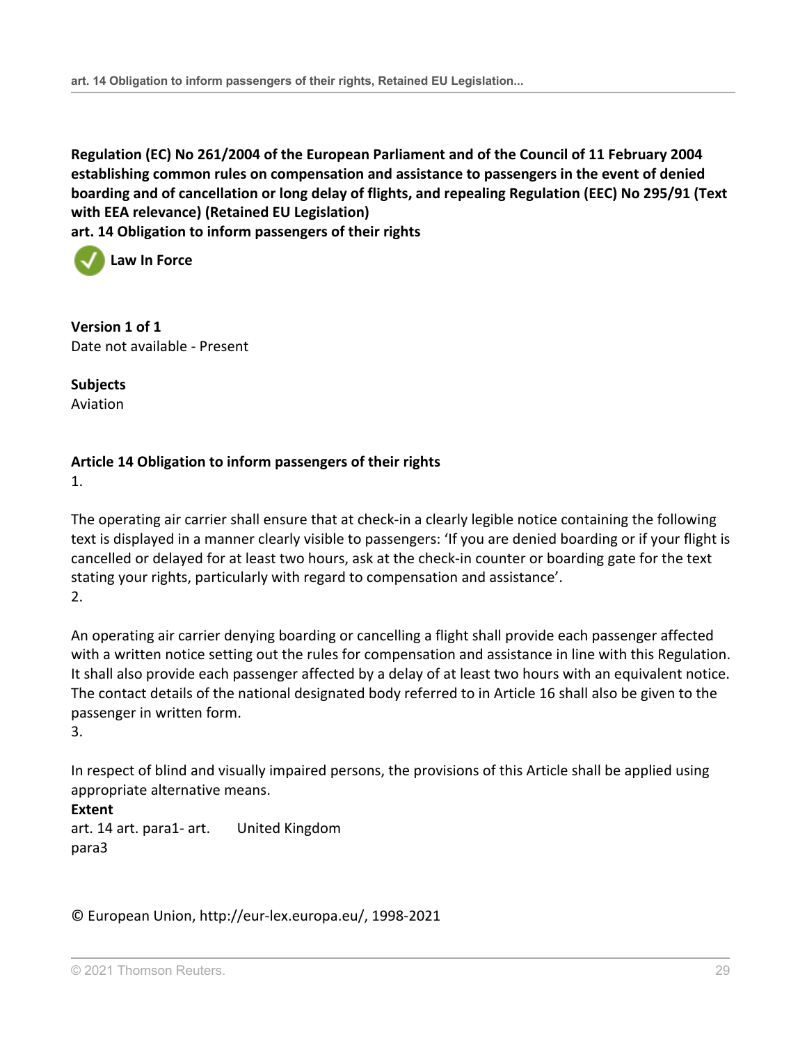**Regulation (EC) No 261/2004 of the European Parliament and of the Council of 11 February 2004 establishing common rules on compensation and assistance to passengers in the event of denied boarding and of cancellation or long delay of flights, and repealing Regulation (EEC) No 295/91 (Text with EEA relevance) (Retained EU Legislation)**
**art. 14 Obligation to inform passengers of their rights**

**Law In Force**

**Version 1 of 1**
Date not available - Present

**Subjects**
Aviation

**Article 14 Obligation to inform passengers of their rights**

1.

The operating air carrier shall ensure that at check-in a clearly legible notice containing the following text is displayed in a manner clearly visible to passengers: 'If you are denied boarding or if your flight is cancelled or delayed for at least two hours, ask at the check-in counter or boarding gate for the text stating your rights, particularly with regard to compensation and assistance'.

2.

An operating air carrier denying boarding or cancelling a flight shall provide each passenger affected with a written notice setting out the rules for compensation and assistance in line with this Regulation. It shall also provide each passenger affected by a delay of at least two hours with an equivalent notice. The contact details of the national designated body referred to in Article 16 shall also be given to the passenger in written form.

3.

In respect of blind and visually impaired persons, the provisions of this Article shall be applied using appropriate alternative means.

**Extent**

| | |
|---|---|
| art. 14 art. para1- art. para3 | United Kingdom |

© European Union, http://eur-lex.europa.eu/, 1998-2021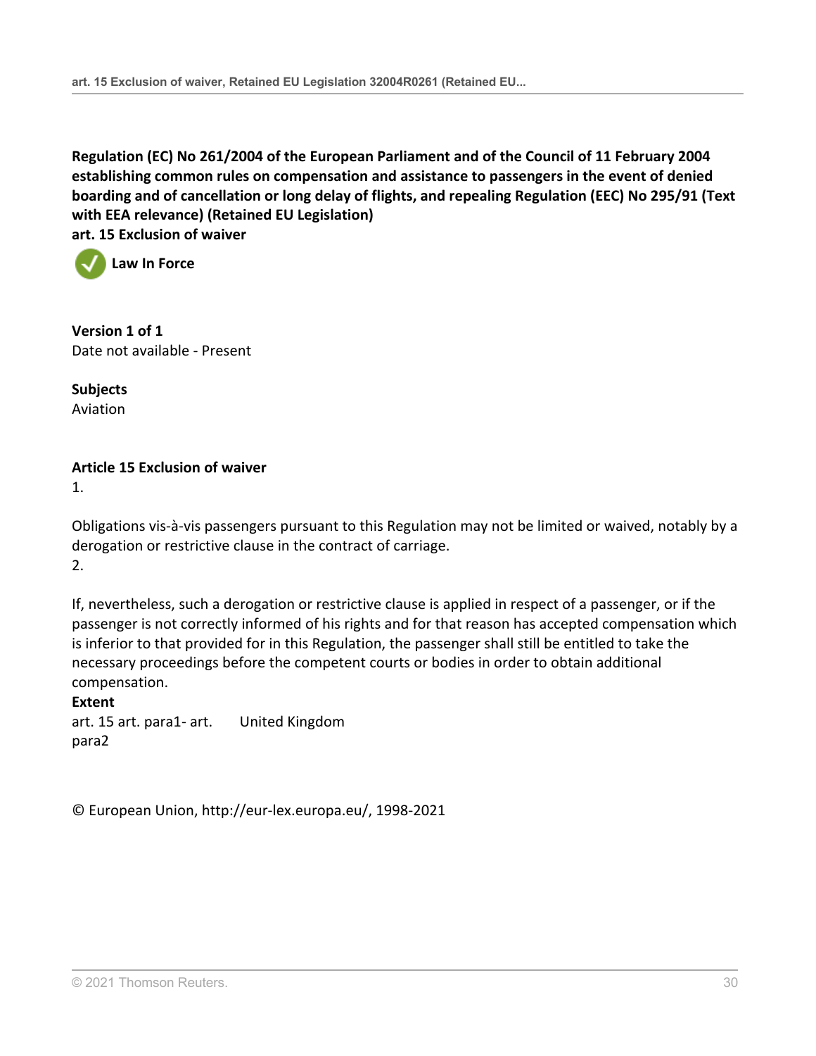**Regulation (EC) No 261/2004 of the European Parliament and of the Council of 11 February 2004 establishing common rules on compensation and assistance to passengers in the event of denied boarding and of cancellation or long delay of flights, and repealing Regulation (EEC) No 295/91 (Text with EEA relevance) (Retained EU Legislation)**
**art. 15 Exclusion of waiver**

**Law In Force**

**Version 1 of 1**
Date not available - Present

**Subjects**
Aviation

**Article 15 Exclusion of waiver**

1.

Obligations vis-à-vis passengers pursuant to this Regulation may not be limited or waived, notably by a derogation or restrictive clause in the contract of carriage.

2.

If, nevertheless, such a derogation or restrictive clause is applied in respect of a passenger, or if the passenger is not correctly informed of his rights and for that reason has accepted compensation which is inferior to that provided for in this Regulation, the passenger shall still be entitled to take the necessary proceedings before the competent courts or bodies in order to obtain additional compensation.

**Extent**

| | |
|---|---|
| art. 15 art. para1- art. para2 | United Kingdom |

© European Union, http://eur-lex.europa.eu/, 1998-2021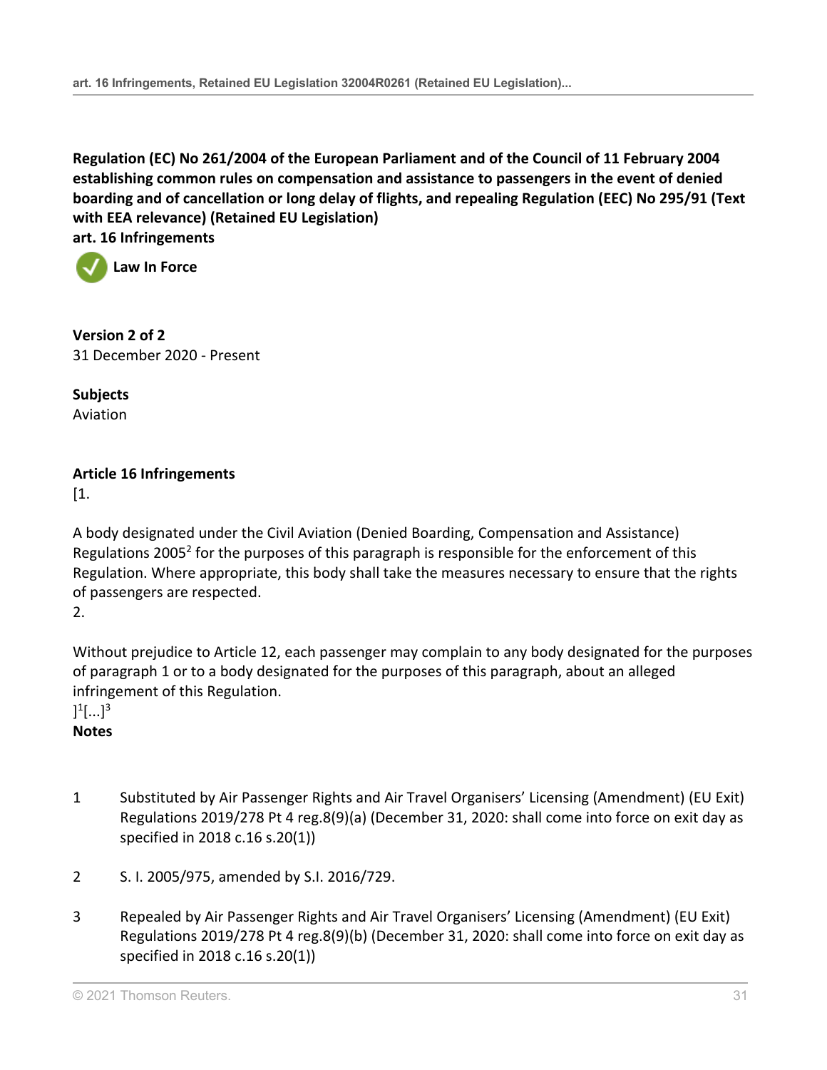**Regulation (EC) No 261/2004 of the European Parliament and of the Council of 11 February 2004 establishing common rules on compensation and assistance to passengers in the event of denied boarding and of cancellation or long delay of flights, and repealing Regulation (EEC) No 295/91 (Text with EEA relevance) (Retained EU Legislation)**
**art. 16 Infringements**

**Law In Force**

**Version 2 of 2**
31 December 2020 - Present

**Subjects**
Aviation

**Article 16 Infringements**

[1.

A body designated under the Civil Aviation (Denied Boarding, Compensation and Assistance) Regulations 2005[2] for the purposes of this paragraph is responsible for the enforcement of this Regulation. Where appropriate, this body shall take the measures necessary to ensure that the rights of passengers are respected.

2.

Without prejudice to Article 12, each passenger may complain to any body designated for the purposes of paragraph 1 or to a body designated for the purposes of this paragraph, about an alleged infringement of this Regulation.

][1][...][3]

**Notes**

1. Substituted by Air Passenger Rights and Air Travel Organisers' Licensing (Amendment) (EU Exit) Regulations 2019/278 Pt 4 reg.8(9)(a) (December 31, 2020: shall come into force on exit day as specified in 2018 c.16 s.20(1))
2. S. I. 2005/975, amended by S.I. 2016/729.
3. Repealed by Air Passenger Rights and Air Travel Organisers' Licensing (Amendment) (EU Exit) Regulations 2019/278 Pt 4 reg.8(9)(b) (December 31, 2020: shall come into force on exit day as specified in 2018 c.16 s.20(1))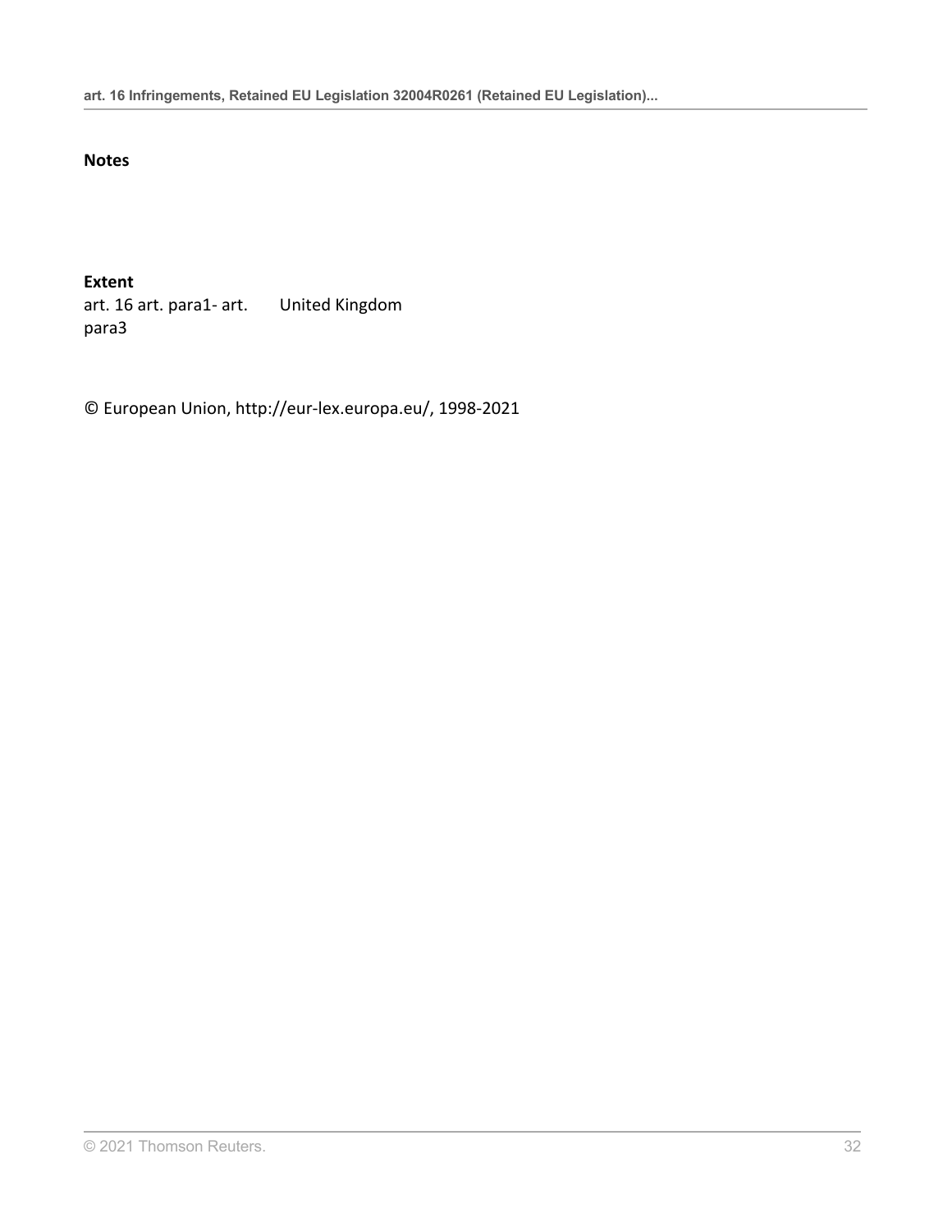**Notes**

**Extent**

| | |
|---|---|
| art. 16 art. para1- art. para3 | United Kingdom |

© European Union, http://eur-lex.europa.eu/, 1998-2021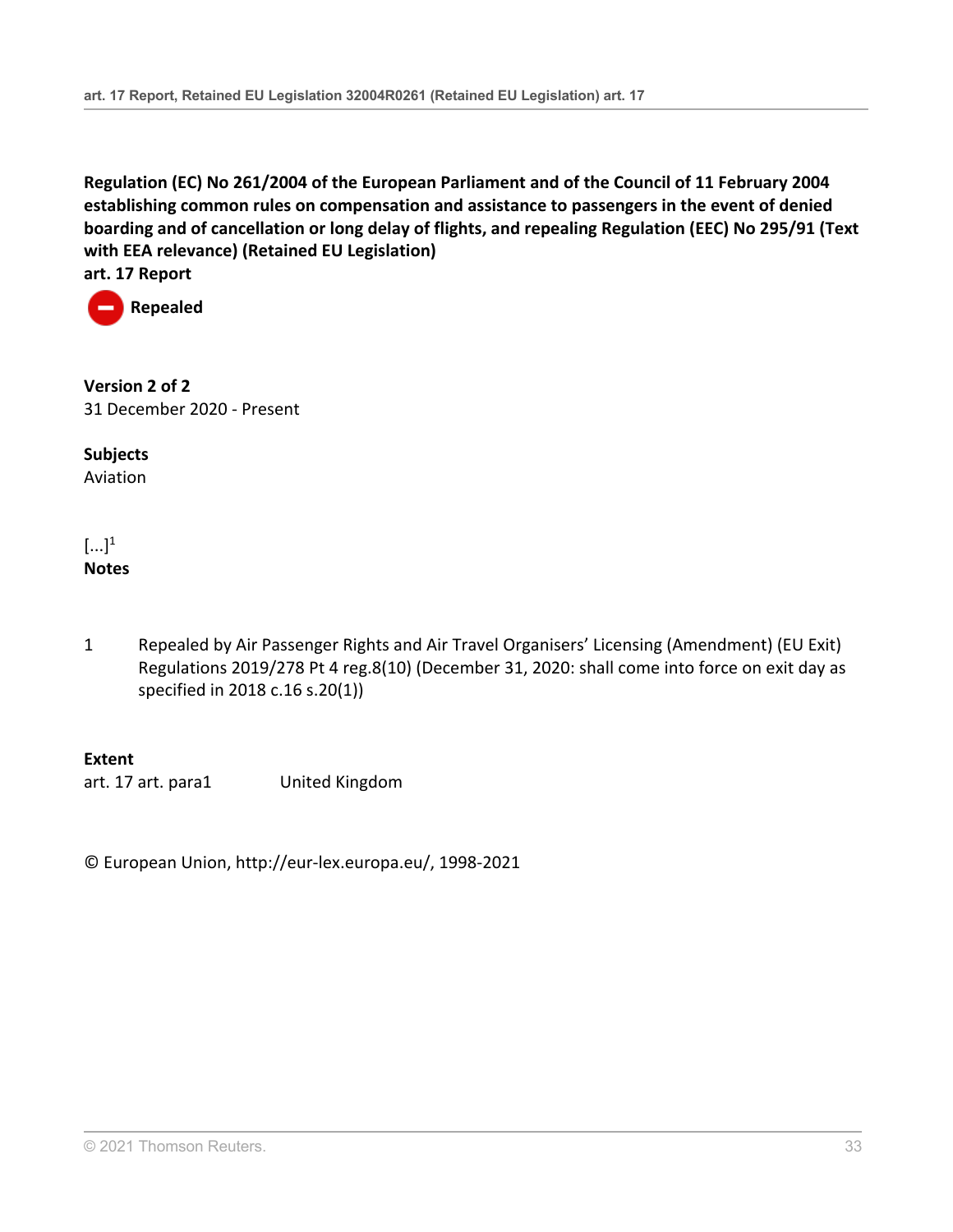**Regulation (EC) No 261/2004 of the European Parliament and of the Council of 11 February 2004 establishing common rules on compensation and assistance to passengers in the event of denied boarding and of cancellation or long delay of flights, and repealing Regulation (EEC) No 295/91 (Text with EEA relevance) (Retained EU Legislation)**

**art. 17 Report**

**Repealed**

**Version 2 of 2**

31 December 2020 - Present

**Subjects**

Aviation

[...][1]

**Notes**

1 Repealed by Air Passenger Rights and Air Travel Organisers' Licensing (Amendment) (EU Exit) Regulations 2019/278 Pt 4 reg.8(10) (December 31, 2020: shall come into force on exit day as specified in 2018 c.16 s.20(1))

**Extent**

| | |
|---|---|
| art. 17 art. para1 | United Kingdom |

© European Union, http://eur-lex.europa.eu/, 1998-2021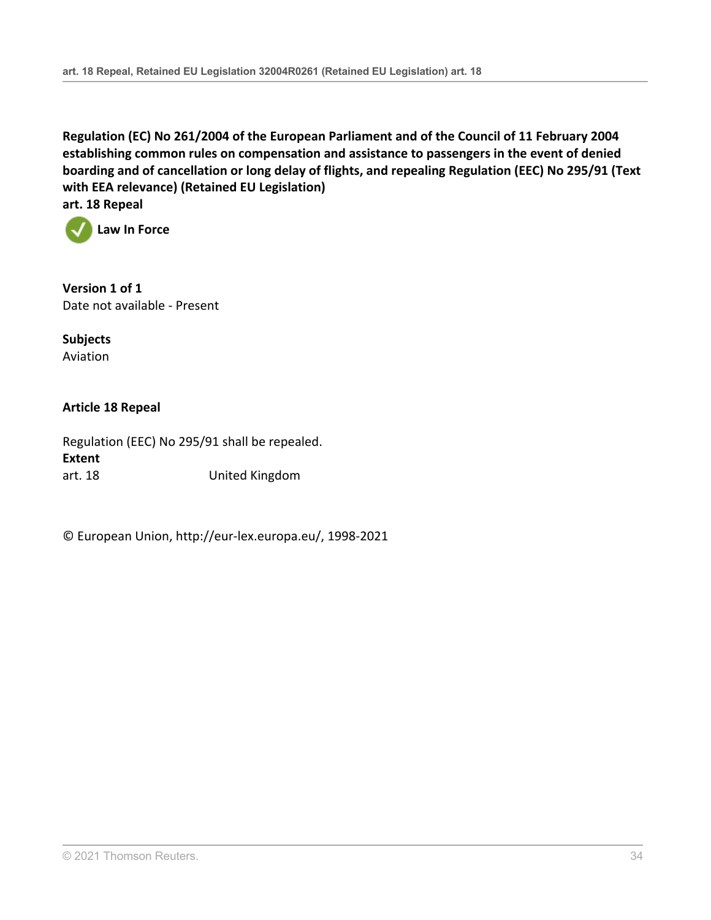**Regulation (EC) No 261/2004 of the European Parliament and of the Council of 11 February 2004 establishing common rules on compensation and assistance to passengers in the event of denied boarding and of cancellation or long delay of flights, and repealing Regulation (EEC) No 295/91 (Text with EEA relevance) (Retained EU Legislation)**
**art. 18 Repeal**

**Law In Force**

**Version 1 of 1**
Date not available - Present

**Subjects**
Aviation

**Article 18 Repeal**

Regulation (EEC) No 295/91 shall be repealed.

**Extent**

| | |
|---|---|
| art. 18 | United Kingdom |

© European Union, http://eur-lex.europa.eu/, 1998-2021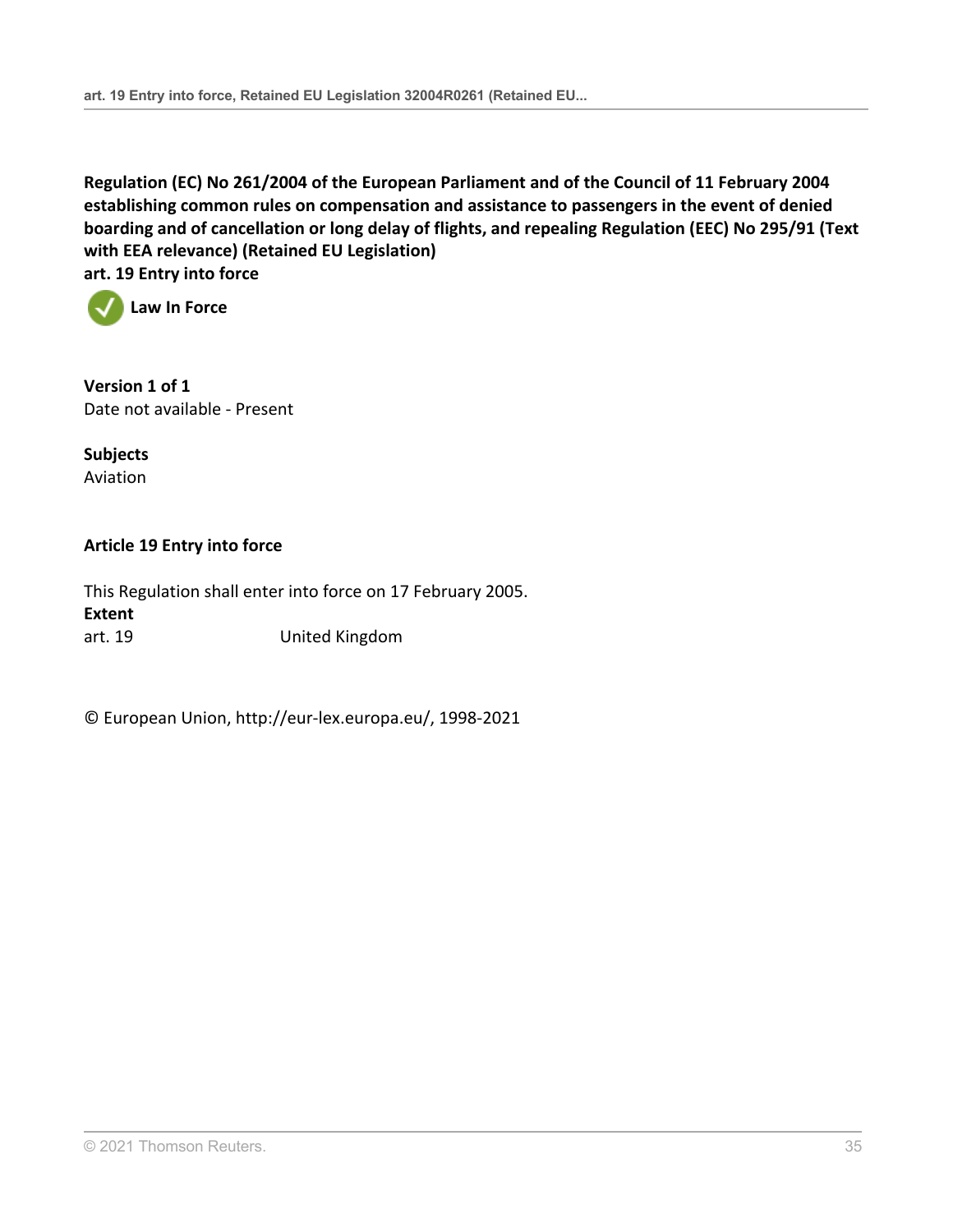**Regulation (EC) No 261/2004 of the European Parliament and of the Council of 11 February 2004 establishing common rules on compensation and assistance to passengers in the event of denied boarding and of cancellation or long delay of flights, and repealing Regulation (EEC) No 295/91 (Text with EEA relevance) (Retained EU Legislation)**
**art. 19 Entry into force**

**Law In Force**

**Version 1 of 1**
Date not available - Present

**Subjects**
Aviation

**Article 19 Entry into force**

This Regulation shall enter into force on 17 February 2005.

**Extent**

| | |
|---|---|
| art. 19 | United Kingdom |

© European Union, http://eur-lex.europa.eu/, 1998-2021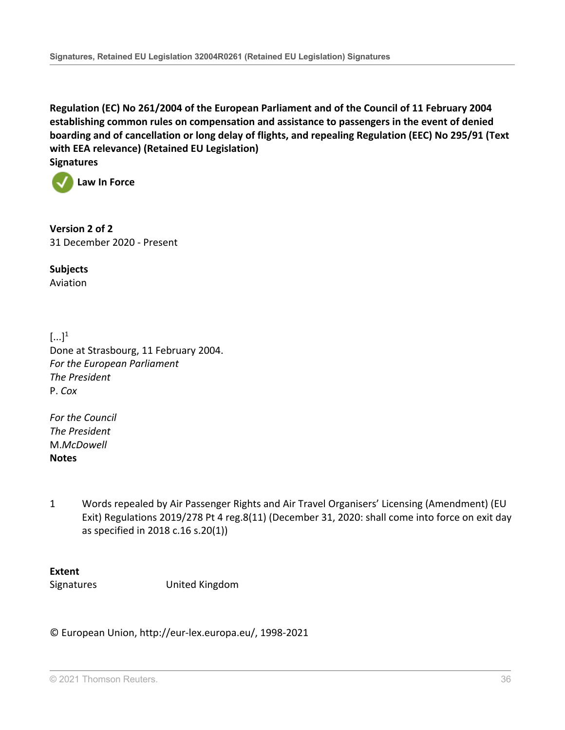**Regulation (EC) No 261/2004 of the European Parliament and of the Council of 11 February 2004 establishing common rules on compensation and assistance to passengers in the event of denied boarding and of cancellation or long delay of flights, and repealing Regulation (EEC) No 295/91 (Text with EEA relevance) (Retained EU Legislation)**

**Signatures**

**Law In Force**

**Version 2 of 2**

31 December 2020 - Present

**Subjects**

Aviation

[...][1]

Done at Strasbourg, 11 February 2004.

*For the European Parliament*

*The President*

P. *Cox*

*For the Council*

*The President*

M.*McDowell*

**Notes**

1 Words repealed by Air Passenger Rights and Air Travel Organisers' Licensing (Amendment) (EU Exit) Regulations 2019/278 Pt 4 reg.8(11) (December 31, 2020: shall come into force on exit day as specified in 2018 c.16 s.20(1))

**Extent**

| | |
|---|---|
| Signatures | United Kingdom |

© European Union, http://eur-lex.europa.eu/, 1998-2021